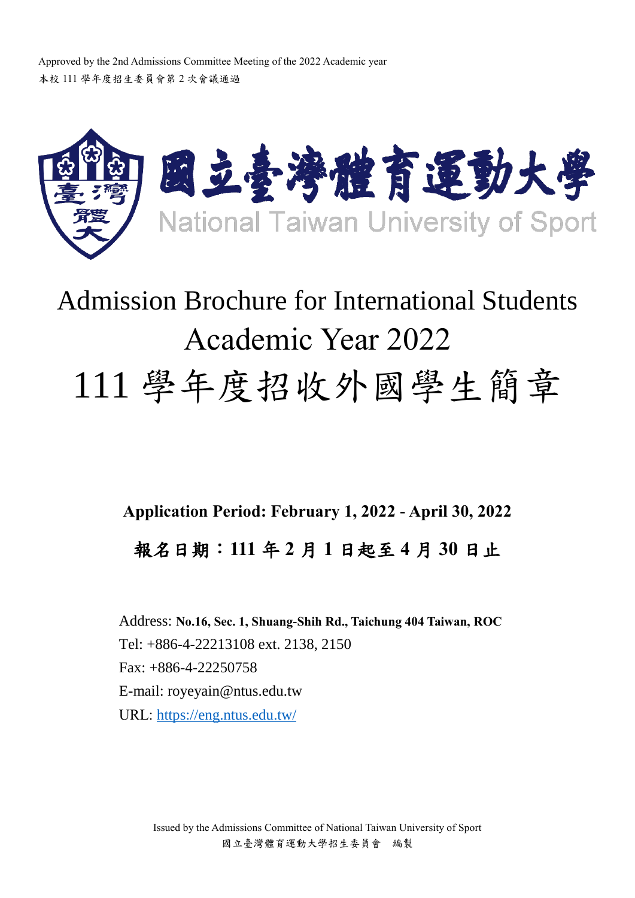Approved by the 2nd Admissions Committee Meeting of the 2022 Academic year
本校 111 學年度招生委員會第 2 次會議通過

國立臺灣體育運動大學
National Taiwan University of Sport

# Admission Brochure for International Students
# Academic Year 2022
# 111 學年度招收外國學生簡章

**Application Period: February 1, 2022 - April 30, 2022**

**報名日期：111 年 2 月 1 日起至 4 月 30 日止**

Address: **No.16, Sec. 1, Shuang-Shih Rd., Taichung 404 Taiwan, ROC**
Tel: +886-4-22213108 ext. 2138, 2150
Fax: +886-4-22250758
E-mail: royeyain@ntus.edu.tw
URL: https://eng.ntus.edu.tw/

Issued by the Admissions Committee of National Taiwan University of Sport
國立臺灣體育運動大學招生委員會　編製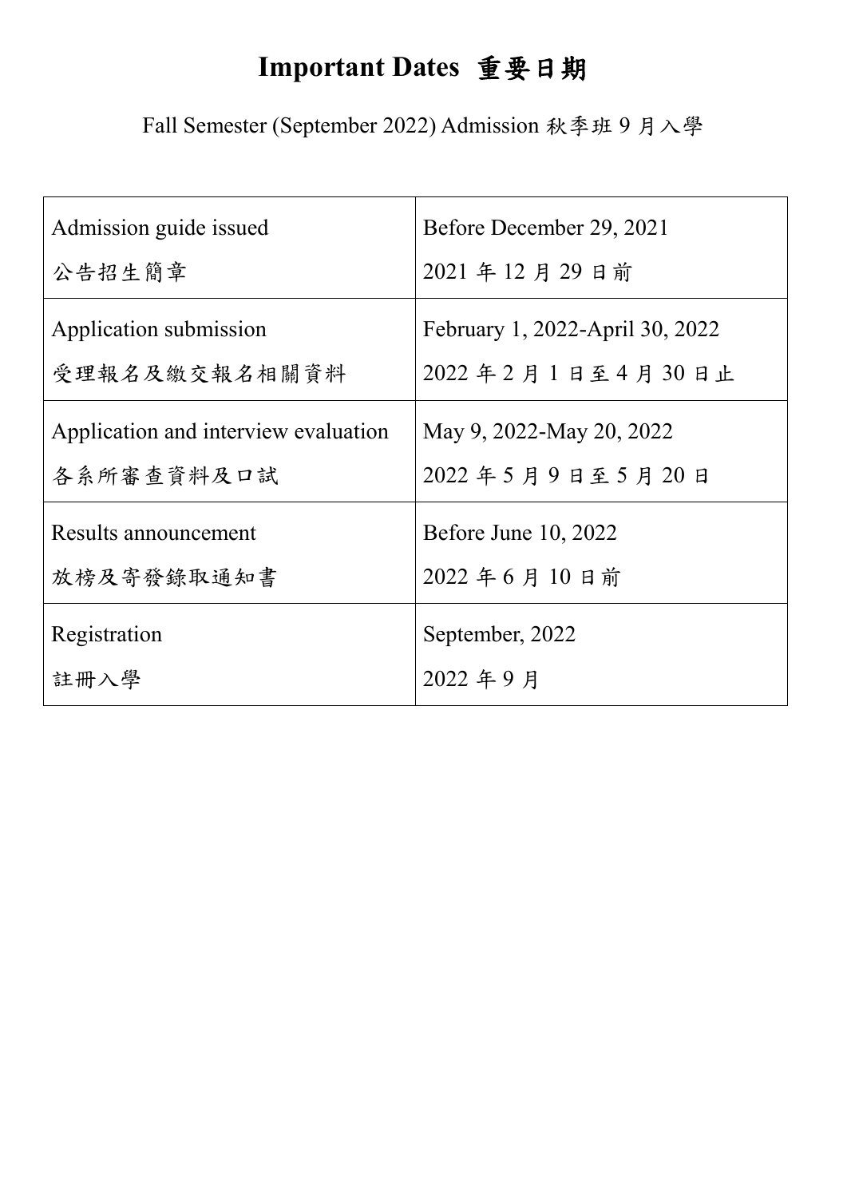# Important Dates 重要日期

Fall Semester (September 2022) Admission 秋季班 9 月入學

| | |
|---|---|
| Admission guide issued<br>公告招生簡章 | Before December 29, 2021<br>2021 年 12 月 29 日前 |
| Application submission<br>受理報名及繳交報名相關資料 | February 1, 2022-April 30, 2022<br>2022 年 2 月 1 日至 4 月 30 日止 |
| Application and interview evaluation<br>各系所審查資料及口試 | May 9, 2022-May 20, 2022<br>2022 年 5 月 9 日至 5 月 20 日 |
| Results announcement<br>放榜及寄發錄取通知書 | Before June 10, 2022<br>2022 年 6 月 10 日前 |
| Registration<br>註冊入學 | September, 2022<br>2022 年 9 月 |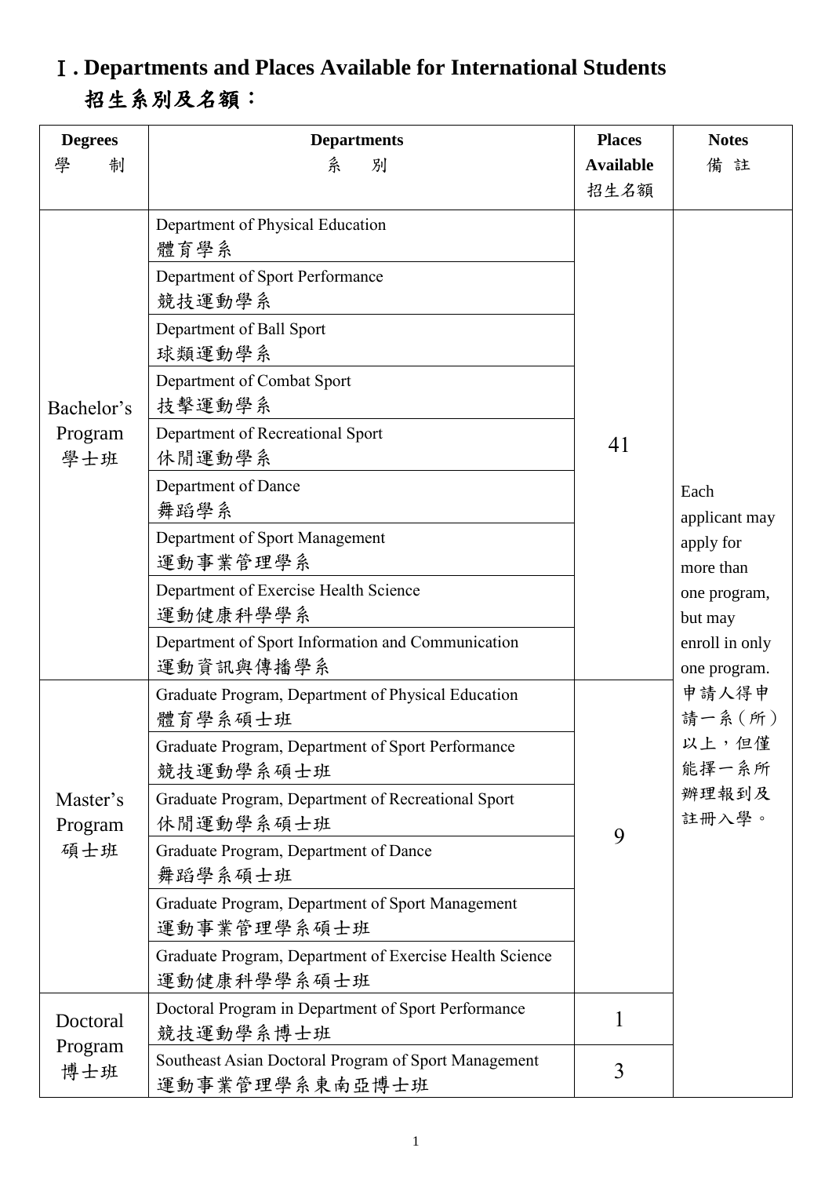# Ⅰ. Departments and Places Available for International Students
# 招生系別及名額：

| Degrees 學制 | Departments 系別 | Places Available 招生名額 | Notes 備註 |
|---|---|---|---|
| Bachelor's Program 學士班 | Department of Physical Education 體育學系 | 41 | Each applicant may apply for more than one program, but may enroll in only one program. 申請人得申請一系（所）以上，但僅能擇一系所辦理報到及註冊入學。 |
| | Department of Sport Performance 競技運動學系 | | |
| | Department of Ball Sport 球類運動學系 | | |
| | Department of Combat Sport 技擊運動學系 | | |
| | Department of Recreational Sport 休閒運動學系 | | |
| | Department of Dance 舞蹈學系 | | |
| | Department of Sport Management 運動事業管理學系 | | |
| | Department of Exercise Health Science 運動健康科學學系 | | |
| | Department of Sport Information and Communication 運動資訊與傳播學系 | | |
| Master's Program 碩士班 | Graduate Program, Department of Physical Education 體育學系碩士班 | 9 | |
| | Graduate Program, Department of Sport Performance 競技運動學系碩士班 | | |
| | Graduate Program, Department of Recreational Sport 休閒運動學系碩士班 | | |
| | Graduate Program, Department of Dance 舞蹈學系碩士班 | | |
| | Graduate Program, Department of Sport Management 運動事業管理學系碩士班 | | |
| | Graduate Program, Department of Exercise Health Science 運動健康科學學系碩士班 | | |
| Doctoral Program 博士班 | Doctoral Program in Department of Sport Performance 競技運動學系博士班 | 1 | |
| | Southeast Asian Doctoral Program of Sport Management 運動事業管理學系東南亞博士班 | 3 | |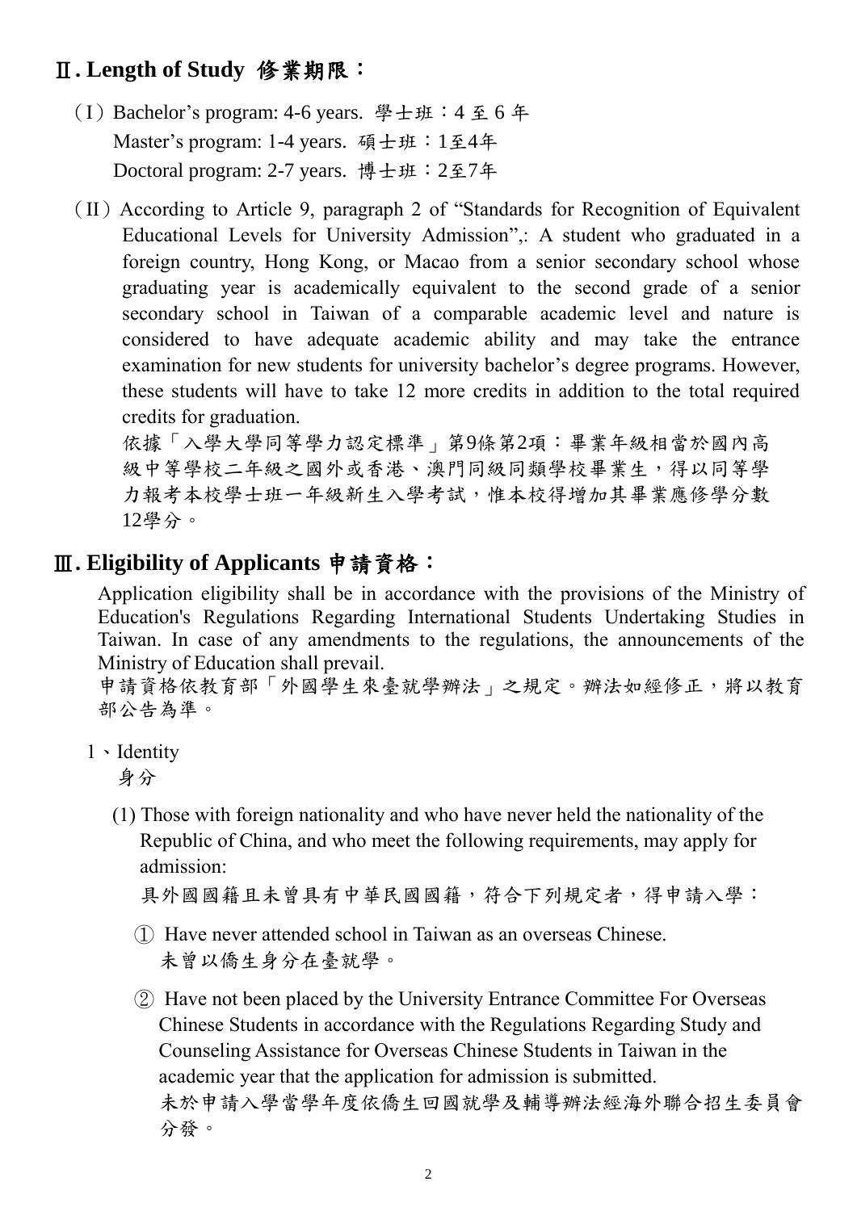## Ⅱ. Length of Study 修業期限：

（I）Bachelor's program: 4-6 years. 學士班：4 至 6 年
Master's program: 1-4 years. 碩士班：1至4年
Doctoral program: 2-7 years. 博士班：2至7年

（II）According to Article 9, paragraph 2 of "Standards for Recognition of Equivalent Educational Levels for University Admission",: A student who graduated in a foreign country, Hong Kong, or Macao from a senior secondary school whose graduating year is academically equivalent to the second grade of a senior secondary school in Taiwan of a comparable academic level and nature is considered to have adequate academic ability and may take the entrance examination for new students for university bachelor's degree programs. However, these students will have to take 12 more credits in addition to the total required credits for graduation.
依據「入學大學同等學力認定標準」第9條第2項：畢業年級相當於國內高級中等學校二年級之國外或香港、澳門同級同類學校畢業生，得以同等學力報考本校學士班一年級新生入學考試，惟本校得增加其畢業應修學分數12學分。

## Ⅲ. Eligibility of Applicants 申請資格：

Application eligibility shall be in accordance with the provisions of the Ministry of Education's Regulations Regarding International Students Undertaking Studies in Taiwan. In case of any amendments to the regulations, the announcements of the Ministry of Education shall prevail.
申請資格依教育部「外國學生來臺就學辦法」之規定。辦法如經修正，將以教育部公告為準。

1、Identity
身分

(1) Those with foreign nationality and who have never held the nationality of the Republic of China, and who meet the following requirements, may apply for admission:
具外國國籍且未曾具有中華民國國籍，符合下列規定者，得申請入學：

① Have never attended school in Taiwan as an overseas Chinese.
未曾以僑生身分在臺就學。

② Have not been placed by the University Entrance Committee For Overseas Chinese Students in accordance with the Regulations Regarding Study and Counseling Assistance for Overseas Chinese Students in Taiwan in the academic year that the application for admission is submitted.
未於申請入學當學年度依僑生回國就學及輔導辦法經海外聯合招生委員會分發。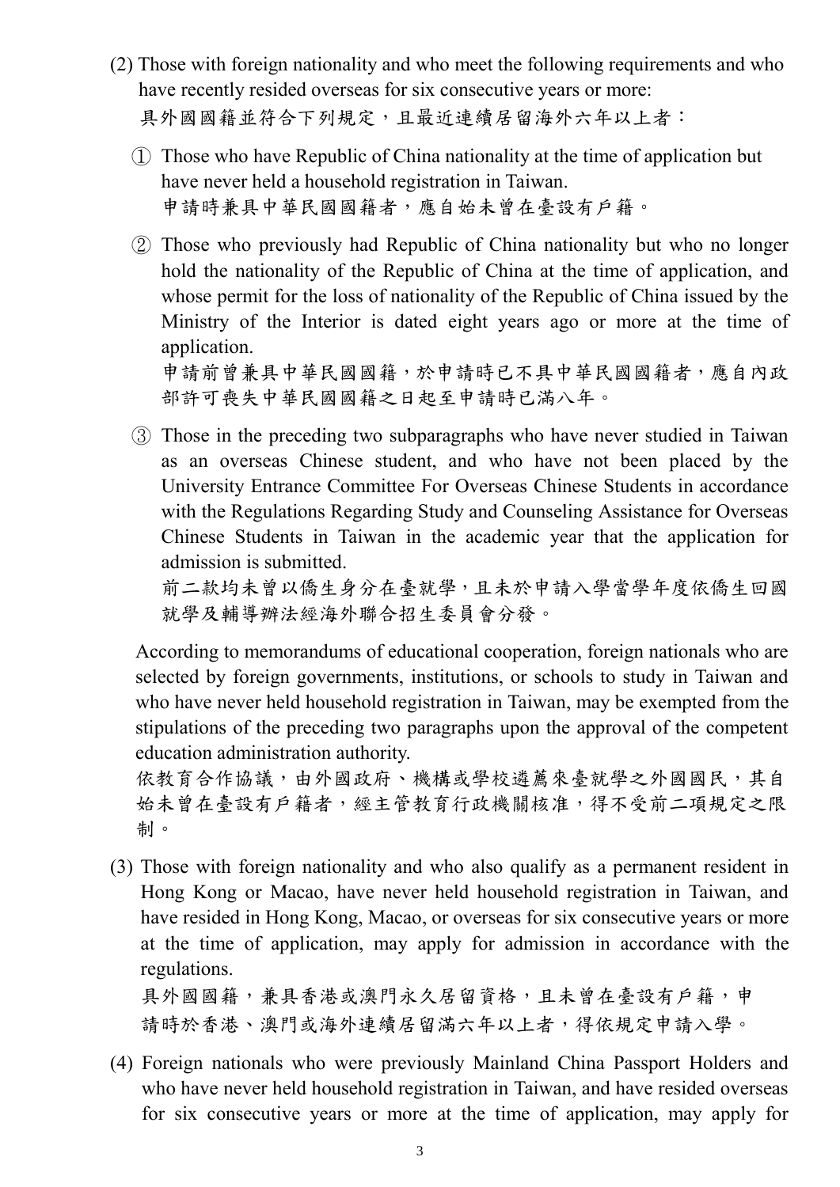(2) Those with foreign nationality and who meet the following requirements and who have recently resided overseas for six consecutive years or more:
具外國國籍並符合下列規定，且最近連續居留海外六年以上者：

① Those who have Republic of China nationality at the time of application but have never held a household registration in Taiwan.
申請時兼具中華民國國籍者，應自始未曾在臺設有戶籍。

② Those who previously had Republic of China nationality but who no longer hold the nationality of the Republic of China at the time of application, and whose permit for the loss of nationality of the Republic of China issued by the Ministry of the Interior is dated eight years ago or more at the time of application.
申請前曾兼具中華民國國籍，於申請時已不具中華民國國籍者，應自內政部許可喪失中華民國國籍之日起至申請時已滿八年。

③ Those in the preceding two subparagraphs who have never studied in Taiwan as an overseas Chinese student, and who have not been placed by the University Entrance Committee For Overseas Chinese Students in accordance with the Regulations Regarding Study and Counseling Assistance for Overseas Chinese Students in Taiwan in the academic year that the application for admission is submitted.
前二款均未曾以僑生身分在臺就學，且未於申請入學當學年度依僑生回國就學及輔導辦法經海外聯合招生委員會分發。

According to memorandums of educational cooperation, foreign nationals who are selected by foreign governments, institutions, or schools to study in Taiwan and who have never held household registration in Taiwan, may be exempted from the stipulations of the preceding two paragraphs upon the approval of the competent education administration authority.
依教育合作協議，由外國政府、機構或學校遴薦來臺就學之外國國民，其自始未曾在臺設有戶籍者，經主管教育行政機關核准，得不受前二項規定之限制。

(3) Those with foreign nationality and who also qualify as a permanent resident in Hong Kong or Macao, have never held household registration in Taiwan, and have resided in Hong Kong, Macao, or overseas for six consecutive years or more at the time of application, may apply for admission in accordance with the regulations.
具外國國籍，兼具香港或澳門永久居留資格，且未曾在臺設有戶籍，申請時於香港、澳門或海外連續居留滿六年以上者，得依規定申請入學。

(4) Foreign nationals who were previously Mainland China Passport Holders and who have never held household registration in Taiwan, and have resided overseas for six consecutive years or more at the time of application, may apply for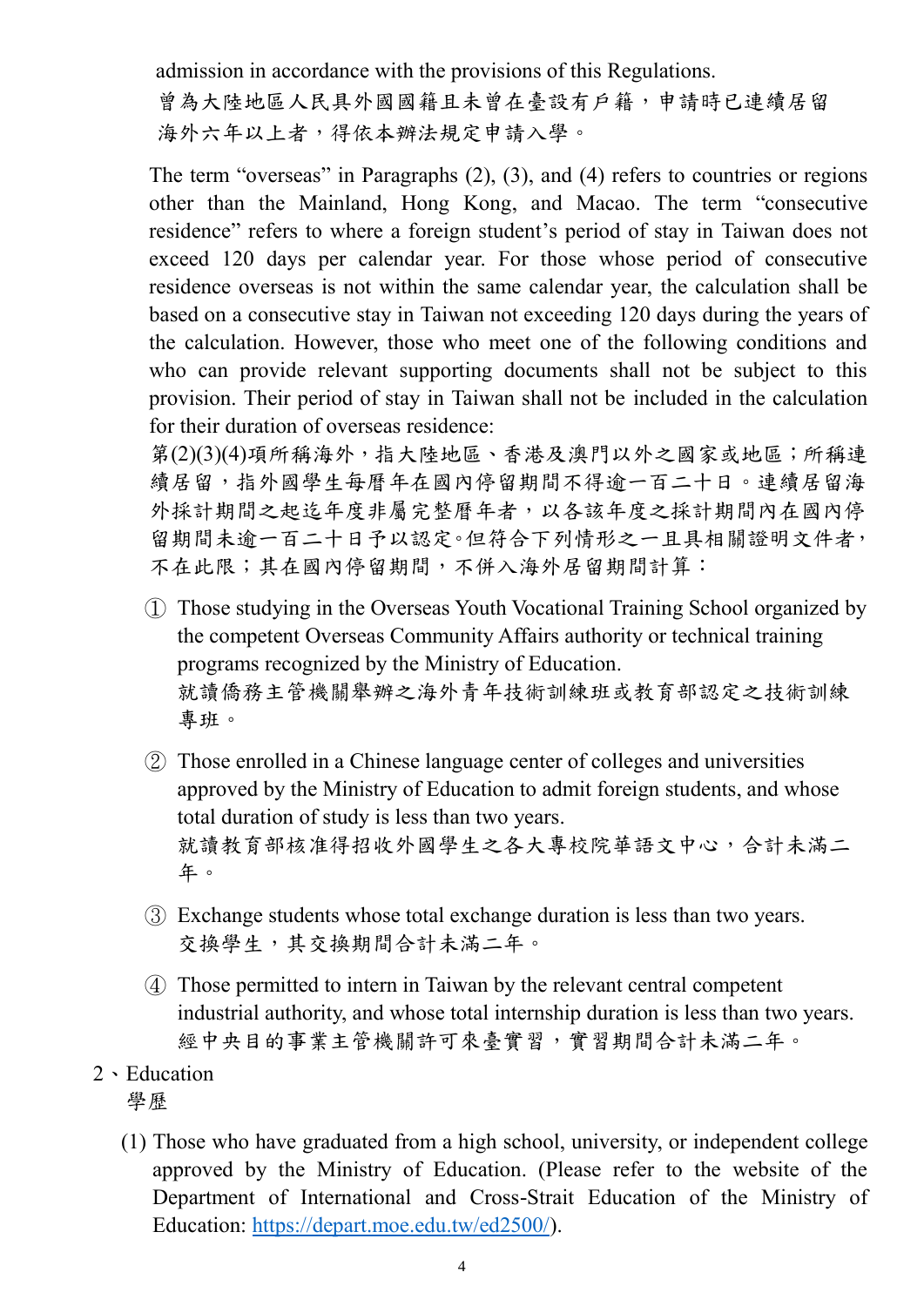admission in accordance with the provisions of this Regulations.
曾為大陸地區人民具外國國籍且未曾在臺設有戶籍，申請時已連續居留海外六年以上者，得依本辦法規定申請入學。

The term "overseas" in Paragraphs (2), (3), and (4) refers to countries or regions other than the Mainland, Hong Kong, and Macao. The term "consecutive residence" refers to where a foreign student's period of stay in Taiwan does not exceed 120 days per calendar year. For those whose period of consecutive residence overseas is not within the same calendar year, the calculation shall be based on a consecutive stay in Taiwan not exceeding 120 days during the years of the calculation. However, those who meet one of the following conditions and who can provide relevant supporting documents shall not be subject to this provision. Their period of stay in Taiwan shall not be included in the calculation for their duration of overseas residence:
第(2)(3)(4)項所稱海外，指大陸地區、香港及澳門以外之國家或地區；所稱連續居留，指外國學生每曆年在國內停留期間不得逾一百二十日。連續居留海外採計期間之起迄年度非屬完整曆年者，以各該年度之採計期間內在國內停留期間未逾一百二十日予以認定。但符合下列情形之一且具相關證明文件者，不在此限；其在國內停留期間，不併入海外居留期間計算：

① Those studying in the Overseas Youth Vocational Training School organized by the competent Overseas Community Affairs authority or technical training programs recognized by the Ministry of Education.
就讀僑務主管機關舉辦之海外青年技術訓練班或教育部認定之技術訓練專班。

② Those enrolled in a Chinese language center of colleges and universities approved by the Ministry of Education to admit foreign students, and whose total duration of study is less than two years.
就讀教育部核准得招收外國學生之各大專校院華語文中心，合計未滿二年。

③ Exchange students whose total exchange duration is less than two years.
交換學生，其交換期間合計未滿二年。

④ Those permitted to intern in Taiwan by the relevant central competent industrial authority, and whose total internship duration is less than two years.
經中央目的事業主管機關許可來臺實習，實習期間合計未滿二年。

2、Education
學歷

(1) Those who have graduated from a high school, university, or independent college approved by the Ministry of Education. (Please refer to the website of the Department of International and Cross-Strait Education of the Ministry of Education: https://depart.moe.edu.tw/ed2500/).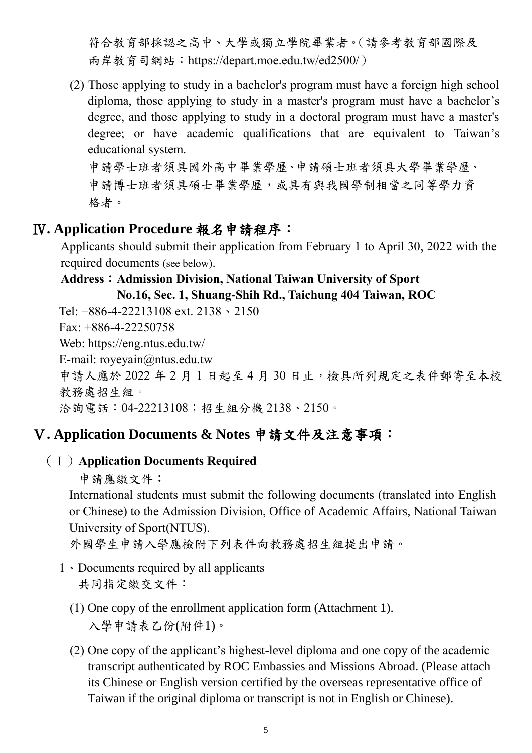符合教育部採認之高中、大學或獨立學院畢業者。(請參考教育部國際及兩岸教育司網站：https://depart.moe.edu.tw/ed2500/)

(2) Those applying to study in a bachelor's program must have a foreign high school diploma, those applying to study in a master's program must have a bachelor's degree, and those applying to study in a doctoral program must have a master's degree; or have academic qualifications that are equivalent to Taiwan's educational system.
申請學士班者須具國外高中畢業學歷、申請碩士班者須具大學畢業學歷、申請博士班者須具碩士畢業學歷，或具有與我國學制相當之同等學力資格者。

## Ⅳ. Application Procedure 報名申請程序：

Applicants should submit their application from February 1 to April 30, 2022 with the required documents (see below).

**Address：Admission Division, National Taiwan University of Sport**
**No.16, Sec. 1, Shuang-Shih Rd., Taichung 404 Taiwan, ROC**

Tel: +886-4-22213108 ext. 2138、2150

Fax: +886-4-22250758

Web: https://eng.ntus.edu.tw/

E-mail: royeyain@ntus.edu.tw

申請人應於 2022 年 2 月 1 日起至 4 月 30 日止，檢具所列規定之表件郵寄至本校教務處招生組。

洽詢電話：04-22213108；招生組分機 2138、2150。

## Ⅴ. Application Documents & Notes 申請文件及注意事項：

### (Ⅰ) Application Documents Required

申請應繳文件：

International students must submit the following documents (translated into English or Chinese) to the Admission Division, Office of Academic Affairs, National Taiwan University of Sport(NTUS).

外國學生申請入學應檢附下列表件向教務處招生組提出申請。

1、Documents required by all applicants
共同指定繳交文件：

(1) One copy of the enrollment application form (Attachment 1).
入學申請表乙份(附件1)。

(2) One copy of the applicant's highest-level diploma and one copy of the academic transcript authenticated by ROC Embassies and Missions Abroad. (Please attach its Chinese or English version certified by the overseas representative office of Taiwan if the original diploma or transcript is not in English or Chinese).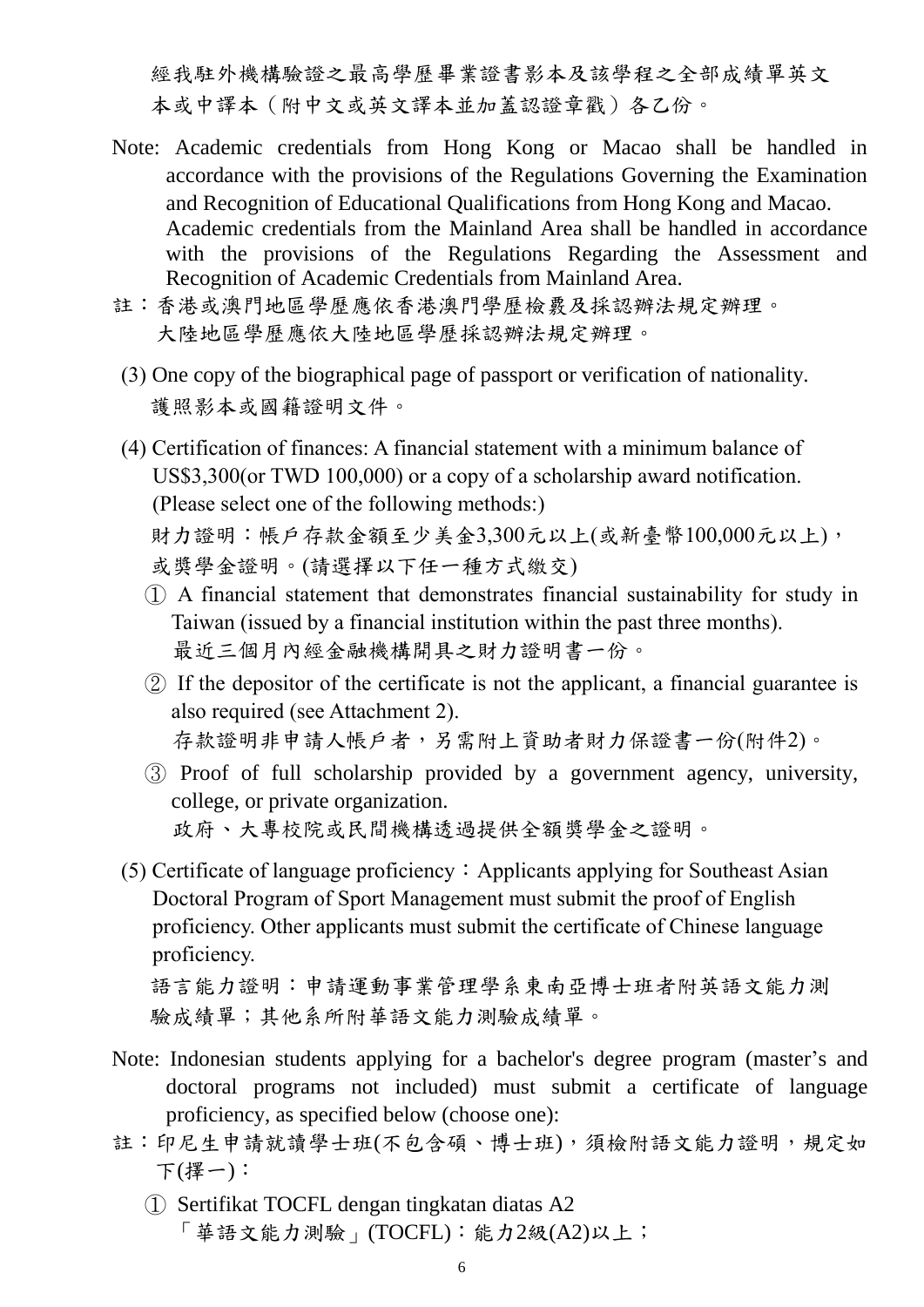經我駐外機構驗證之最高學歷畢業證書影本及該學程之全部成績單英文本或中譯本（附中文或英文譯本並加蓋認證章戳）各乙份。

Note: Academic credentials from Hong Kong or Macao shall be handled in accordance with the provisions of the Regulations Governing the Examination and Recognition of Educational Qualifications from Hong Kong and Macao. Academic credentials from the Mainland Area shall be handled in accordance with the provisions of the Regulations Regarding the Assessment and Recognition of Academic Credentials from Mainland Area.

註：香港或澳門地區學歷應依香港澳門學歷檢覈及採認辦法規定辦理。
大陸地區學歷應依大陸地區學歷採認辦法規定辦理。

(3) One copy of the biographical page of passport or verification of nationality.
護照影本或國籍證明文件。

(4) Certification of finances: A financial statement with a minimum balance of US$3,300(or TWD 100,000) or a copy of a scholarship award notification. (Please select one of the following methods:)
財力證明：帳戶存款金額至少美金3,300元以上(或新臺幣100,000元以上)，或獎學金證明。(請選擇以下任一種方式繳交)

① A financial statement that demonstrates financial sustainability for study in Taiwan (issued by a financial institution within the past three months).
最近三個月內經金融機構開具之財力證明書一份。

② If the depositor of the certificate is not the applicant, a financial guarantee is also required (see Attachment 2).
存款證明非申請人帳戶者，另需附上資助者財力保證書一份(附件2)。

③ Proof of full scholarship provided by a government agency, university, college, or private organization.
政府、大專校院或民間機構透過提供全額獎學金之證明。

(5) Certificate of language proficiency：Applicants applying for Southeast Asian Doctoral Program of Sport Management must submit the proof of English proficiency. Other applicants must submit the certificate of Chinese language proficiency.
語言能力證明：申請運動事業管理學系東南亞博士班者附英語文能力測驗成績單；其他系所附華語文能力測驗成績單。

Note: Indonesian students applying for a bachelor's degree program (master's and doctoral programs not included) must submit a certificate of language proficiency, as specified below (choose one):

註：印尼生申請就讀學士班(不包含碩、博士班)，須檢附語文能力證明，規定如下(擇一)：

① Sertifikat TOCFL dengan tingkatan diatas A2
「華語文能力測驗」(TOCFL)：能力2級(A2)以上；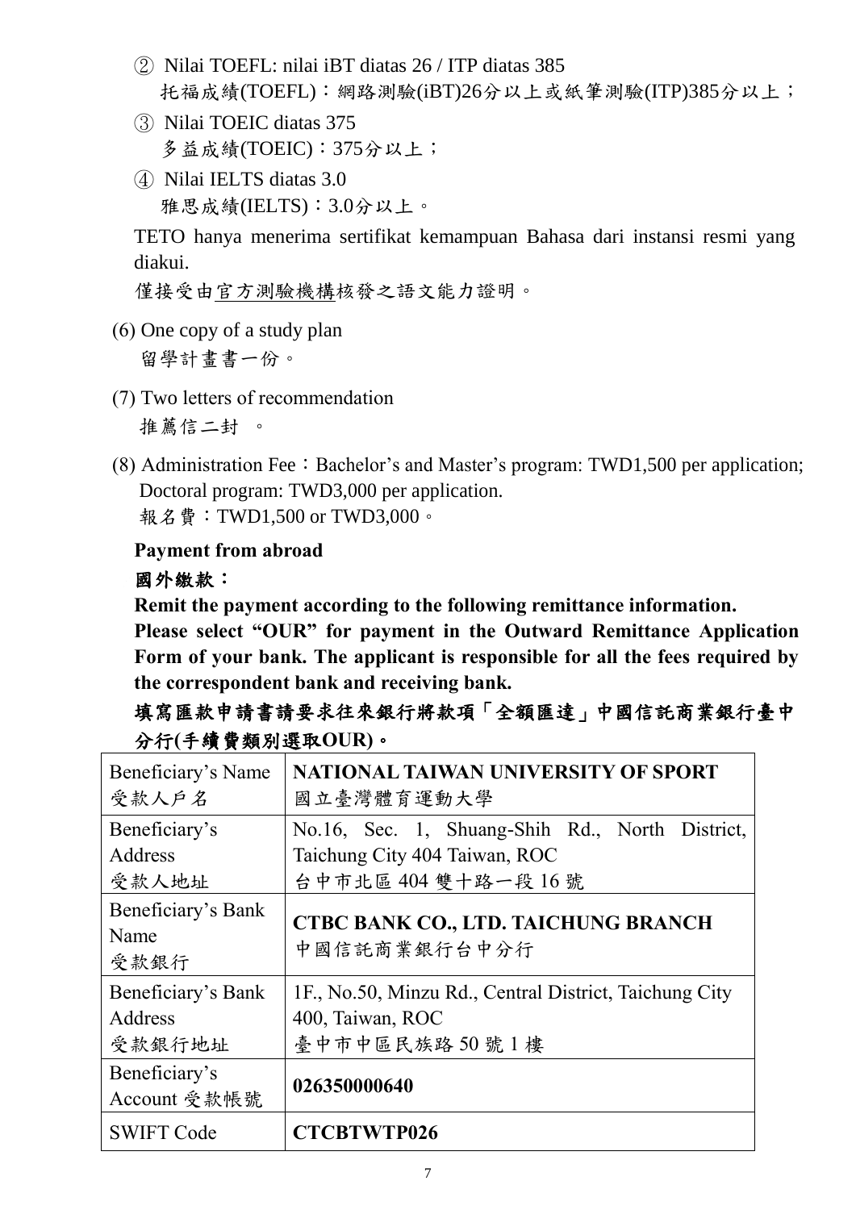② Nilai TOEFL: nilai iBT diatas 26 / ITP diatas 385
托福成績(TOEFL)：網路測驗(iBT)26分以上或紙筆測驗(ITP)385分以上；

③ Nilai TOEIC diatas 375
多益成績(TOEIC)：375分以上；

④ Nilai IELTS diatas 3.0
雅思成績(IELTS)：3.0分以上。

TETO hanya menerima sertifikat kemampuan Bahasa dari instansi resmi yang diakui.
僅接受由官方測驗機構核發之語文能力證明。

(6) One copy of a study plan
留學計畫書一份。

(7) Two letters of recommendation
推薦信二封 。

(8) Administration Fee：Bachelor's and Master's program: TWD1,500 per application; Doctoral program: TWD3,000 per application.
報名費：TWD1,500 or TWD3,000。

**Payment from abroad**

**國外繳款：**

**Remit the payment according to the following remittance information.**
**Please select "OUR" for payment in the Outward Remittance Application Form of your bank. The applicant is responsible for all the fees required by the correspondent bank and receiving bank.**

**填寫匯款申請書請要求往來銀行將款項「全額匯達」中國信託商業銀行臺中分行(手續費類別選取OUR)。**

| Beneficiary's Name 受款人戶名 | **NATIONAL TAIWAN UNIVERSITY OF SPORT** 國立臺灣體育運動大學 |
|---|---|
| Beneficiary's Address 受款人地址 | No.16, Sec. 1, Shuang-Shih Rd., North District, Taichung City 404 Taiwan, ROC 台中市北區 404 雙十路一段 16 號 |
| Beneficiary's Bank Name 受款銀行 | **CTBC BANK CO., LTD. TAICHUNG BRANCH** 中國信託商業銀行台中分行 |
| Beneficiary's Bank Address 受款銀行地址 | 1F., No.50, Minzu Rd., Central District, Taichung City 400, Taiwan, ROC 臺中市中區民族路 50 號 1 樓 |
| Beneficiary's Account 受款帳號 | **026350000640** |
| SWIFT Code | **CTCBTWTP026** |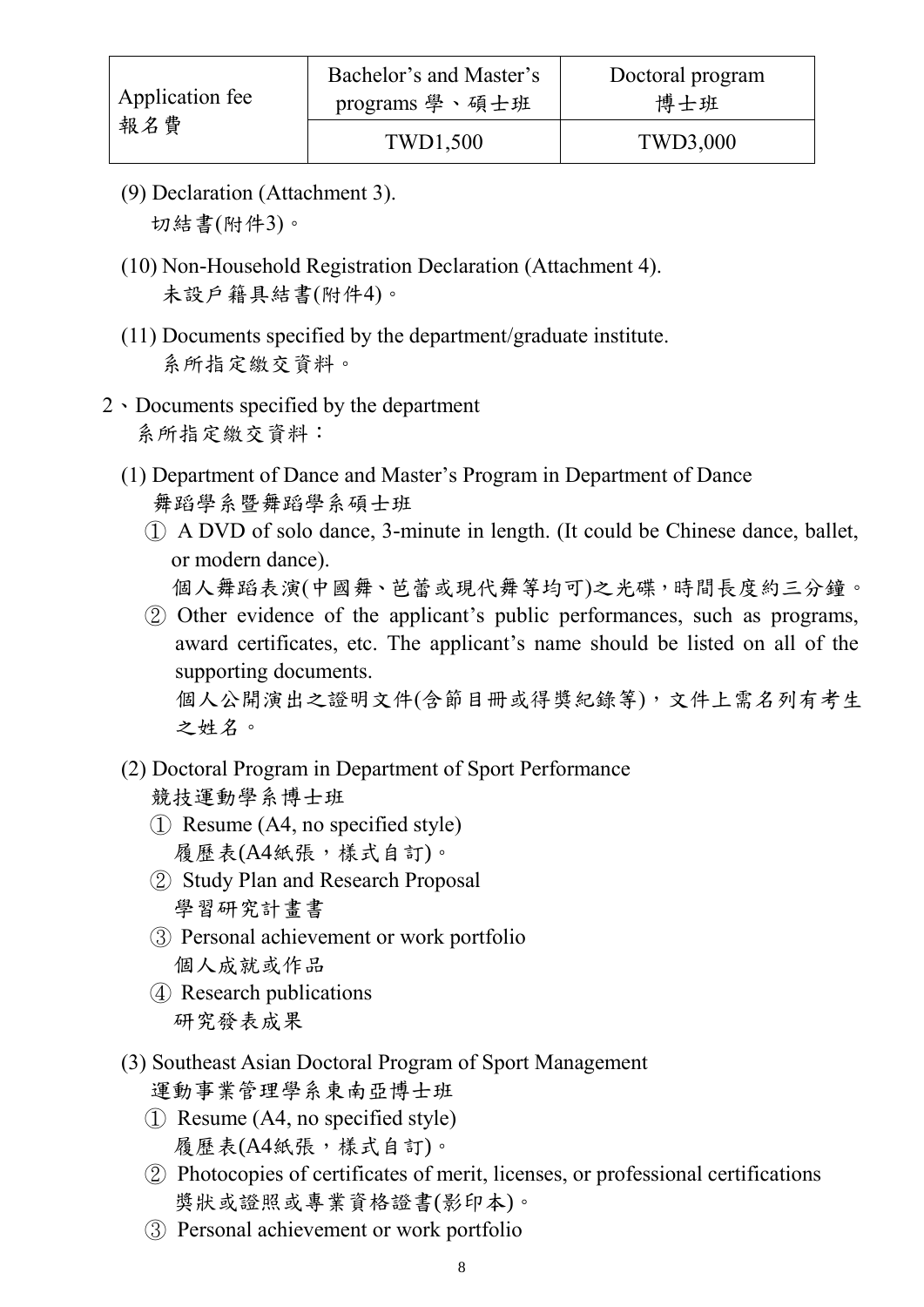| Application fee 報名費 | Bachelor's and Master's programs 學、碩士班 | Doctoral program 博士班 |
| --- | --- | --- |
| | TWD1,500 | TWD3,000 |

(9) Declaration (Attachment 3).
切結書(附件3)。

(10) Non-Household Registration Declaration (Attachment 4).
未設戶籍具結書(附件4)。

(11) Documents specified by the department/graduate institute.
系所指定繳交資料。

2、Documents specified by the department
系所指定繳交資料：

(1) Department of Dance and Master's Program in Department of Dance
舞蹈學系暨舞蹈學系碩士班

① A DVD of solo dance, 3-minute in length. (It could be Chinese dance, ballet, or modern dance).
個人舞蹈表演(中國舞、芭蕾或現代舞等均可)之光碟，時間長度約三分鐘。

② Other evidence of the applicant's public performances, such as programs, award certificates, etc. The applicant's name should be listed on all of the supporting documents.
個人公開演出之證明文件(含節目冊或得獎紀錄等)，文件上需名列有考生之姓名。

(2) Doctoral Program in Department of Sport Performance
競技運動學系博士班

① Resume (A4, no specified style)
履歷表(A4紙張，樣式自訂)。

② Study Plan and Research Proposal
學習研究計畫書

③ Personal achievement or work portfolio
個人成就或作品

④ Research publications
研究發表成果

(3) Southeast Asian Doctoral Program of Sport Management
運動事業管理學系東南亞博士班

① Resume (A4, no specified style)
履歷表(A4紙張，樣式自訂)。

② Photocopies of certificates of merit, licenses, or professional certifications
獎狀或證照或專業資格證書(影印本)。

③ Personal achievement or work portfolio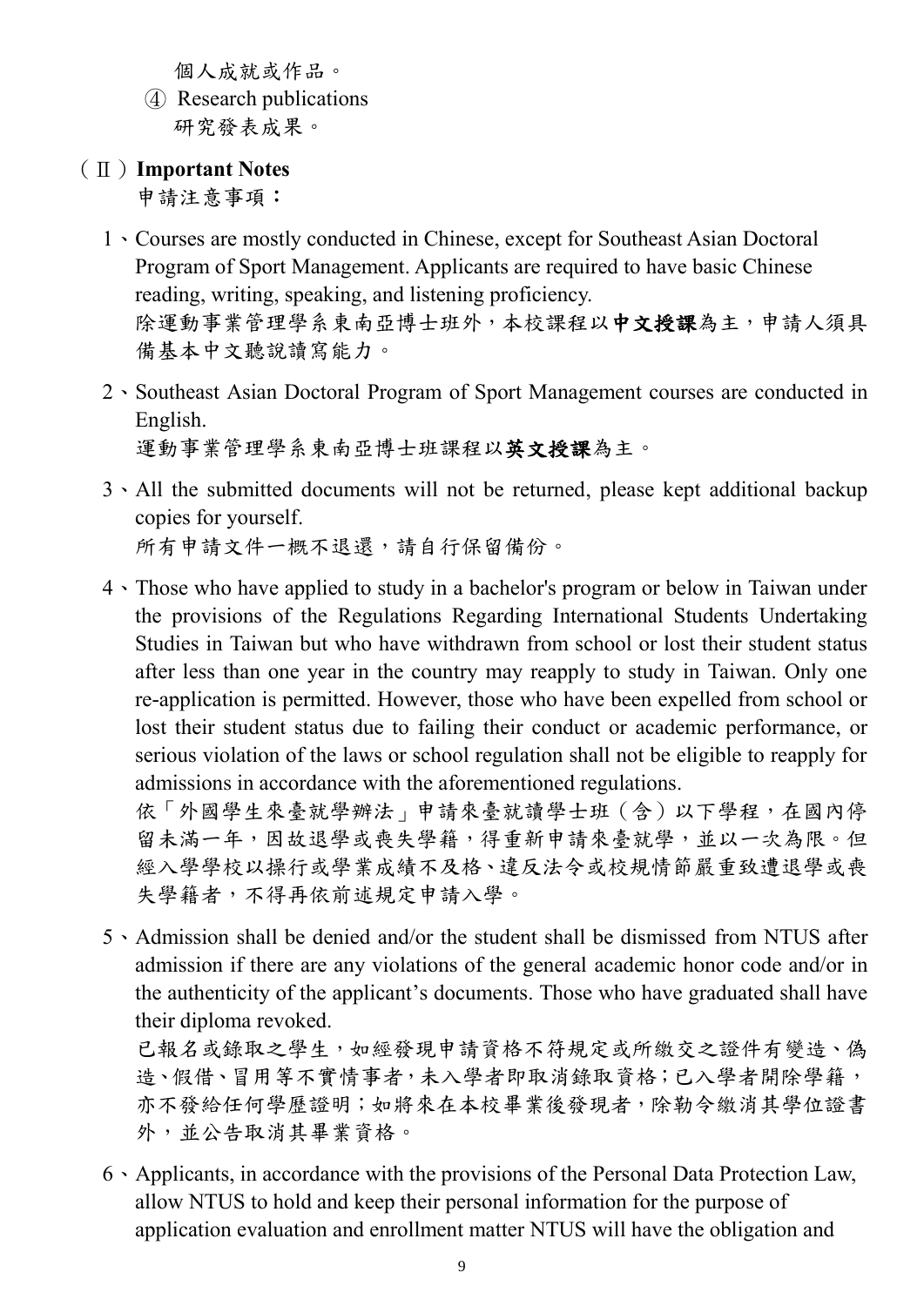個人成就或作品。

④ Research publications
研究發表成果。

（Ⅱ）**Important Notes**
申請注意事項：

1、Courses are mostly conducted in Chinese, except for Southeast Asian Doctoral Program of Sport Management. Applicants are required to have basic Chinese reading, writing, speaking, and listening proficiency.
除運動事業管理學系東南亞博士班外，本校課程以**中文授課**為主，申請人須具備基本中文聽說讀寫能力。

2、Southeast Asian Doctoral Program of Sport Management courses are conducted in English.
運動事業管理學系東南亞博士班課程以**英文授課**為主。

3、All the submitted documents will not be returned, please kept additional backup copies for yourself.
所有申請文件一概不退還，請自行保留備份。

4、Those who have applied to study in a bachelor's program or below in Taiwan under the provisions of the Regulations Regarding International Students Undertaking Studies in Taiwan but who have withdrawn from school or lost their student status after less than one year in the country may reapply to study in Taiwan. Only one re-application is permitted. However, those who have been expelled from school or lost their student status due to failing their conduct or academic performance, or serious violation of the laws or school regulation shall not be eligible to reapply for admissions in accordance with the aforementioned regulations.
依「外國學生來臺就學辦法」申請來臺就讀學士班（含）以下學程，在國內停留未滿一年，因故退學或喪失學籍，得重新申請來臺就學，並以一次為限。但經入學學校以操行或學業成績不及格、違反法令或校規情節嚴重致遭退學或喪失學籍者，不得再依前述規定申請入學。

5、Admission shall be denied and/or the student shall be dismissed from NTUS after admission if there are any violations of the general academic honor code and/or in the authenticity of the applicant's documents. Those who have graduated shall have their diploma revoked.
已報名或錄取之學生，如經發現申請資格不符規定或所繳交之證件有變造、偽造、假借、冒用等不實情事者，未入學者即取消錄取資格；已入學者開除學籍，亦不發給任何學歷證明；如將來在本校畢業後發現者，除勒令繳消其學位證書外，並公告取消其畢業資格。

6、Applicants, in accordance with the provisions of the Personal Data Protection Law, allow NTUS to hold and keep their personal information for the purpose of application evaluation and enrollment matter NTUS will have the obligation and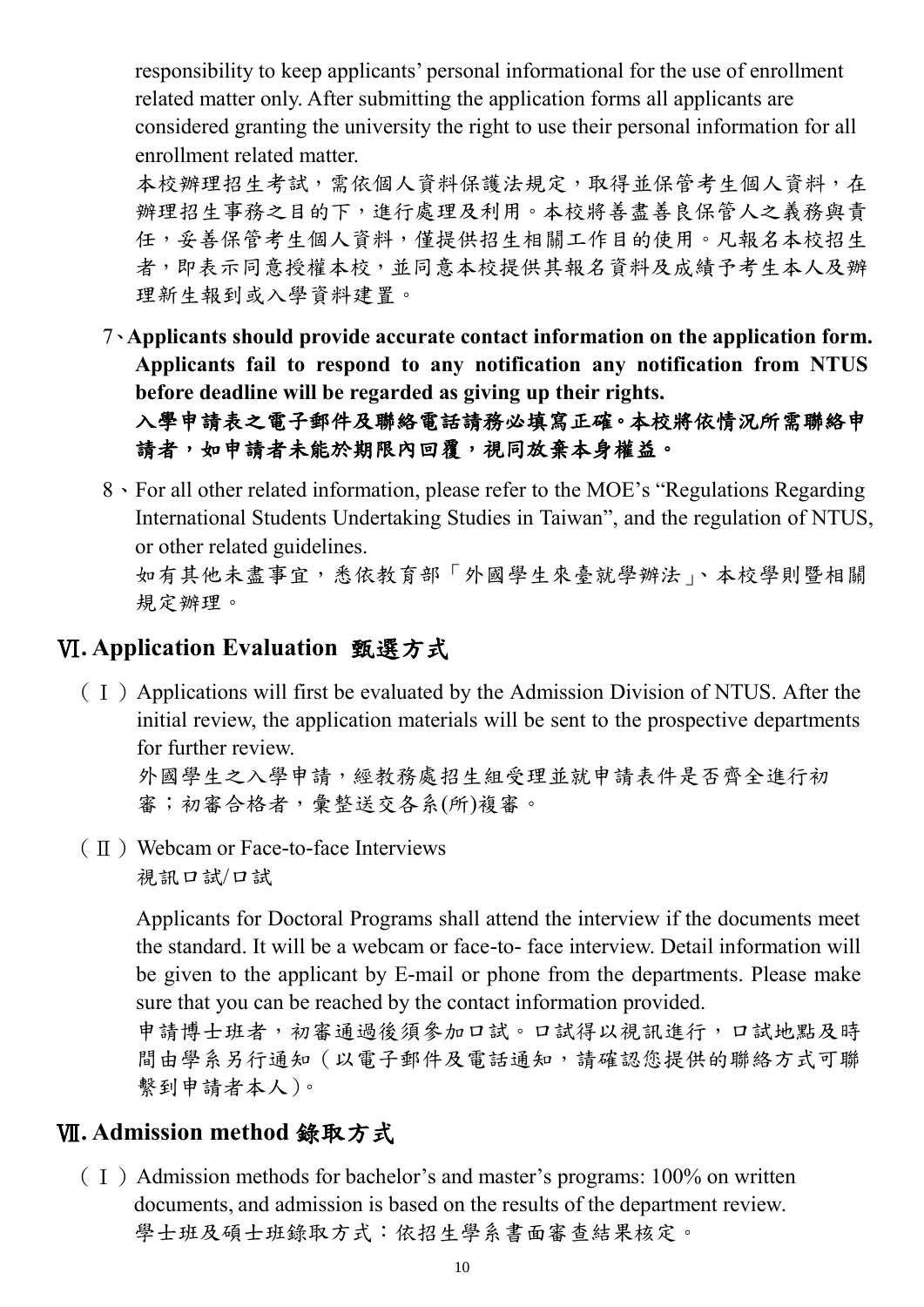responsibility to keep applicants' personal informational for the use of enrollment related matter only. After submitting the application forms all applicants are considered granting the university the right to use their personal information for all enrollment related matter.

本校辦理招生考試，需依個人資料保護法規定，取得並保管考生個人資料，在辦理招生事務之目的下，進行處理及利用。本校將善盡善良保管人之義務與責任，妥善保管考生個人資料，僅提供招生相關工作目的使用。凡報名本校招生者，即表示同意授權本校，並同意本校提供其報名資料及成績予考生本人及辦理新生報到或入學資料建置。

7、**Applicants should provide accurate contact information on the application form. Applicants fail to respond to any notification any notification from NTUS before deadline will be regarded as giving up their rights.**
**入學申請表之電子郵件及聯絡電話請務必填寫正確。本校將依情況所需聯絡申請者，如申請者未能於期限內回覆，視同放棄本身權益。**

8、For all other related information, please refer to the MOE's "Regulations Regarding International Students Undertaking Studies in Taiwan", and the regulation of NTUS, or other related guidelines.
如有其他未盡事宜，悉依教育部「外國學生來臺就學辦法」、本校學則暨相關規定辦理。

## Ⅵ. Application Evaluation 甄選方式

（Ⅰ）Applications will first be evaluated by the Admission Division of NTUS. After the initial review, the application materials will be sent to the prospective departments for further review.
外國學生之入學申請，經教務處招生組受理並就申請表件是否齊全進行初審；初審合格者，彙整送交各系(所)複審。

（Ⅱ）Webcam or Face-to-face Interviews
視訊口試/口試

Applicants for Doctoral Programs shall attend the interview if the documents meet the standard. It will be a webcam or face-to- face interview. Detail information will be given to the applicant by E-mail or phone from the departments. Please make sure that you can be reached by the contact information provided.
申請博士班者，初審通過後須參加口試。口試得以視訊進行，口試地點及時間由學系另行通知（以電子郵件及電話通知，請確認您提供的聯絡方式可聯繫到申請者本人）。

## Ⅶ. Admission method 錄取方式

（Ⅰ）Admission methods for bachelor's and master's programs: 100% on written documents, and admission is based on the results of the department review.
學士班及碩士班錄取方式：依招生學系書面審查結果核定。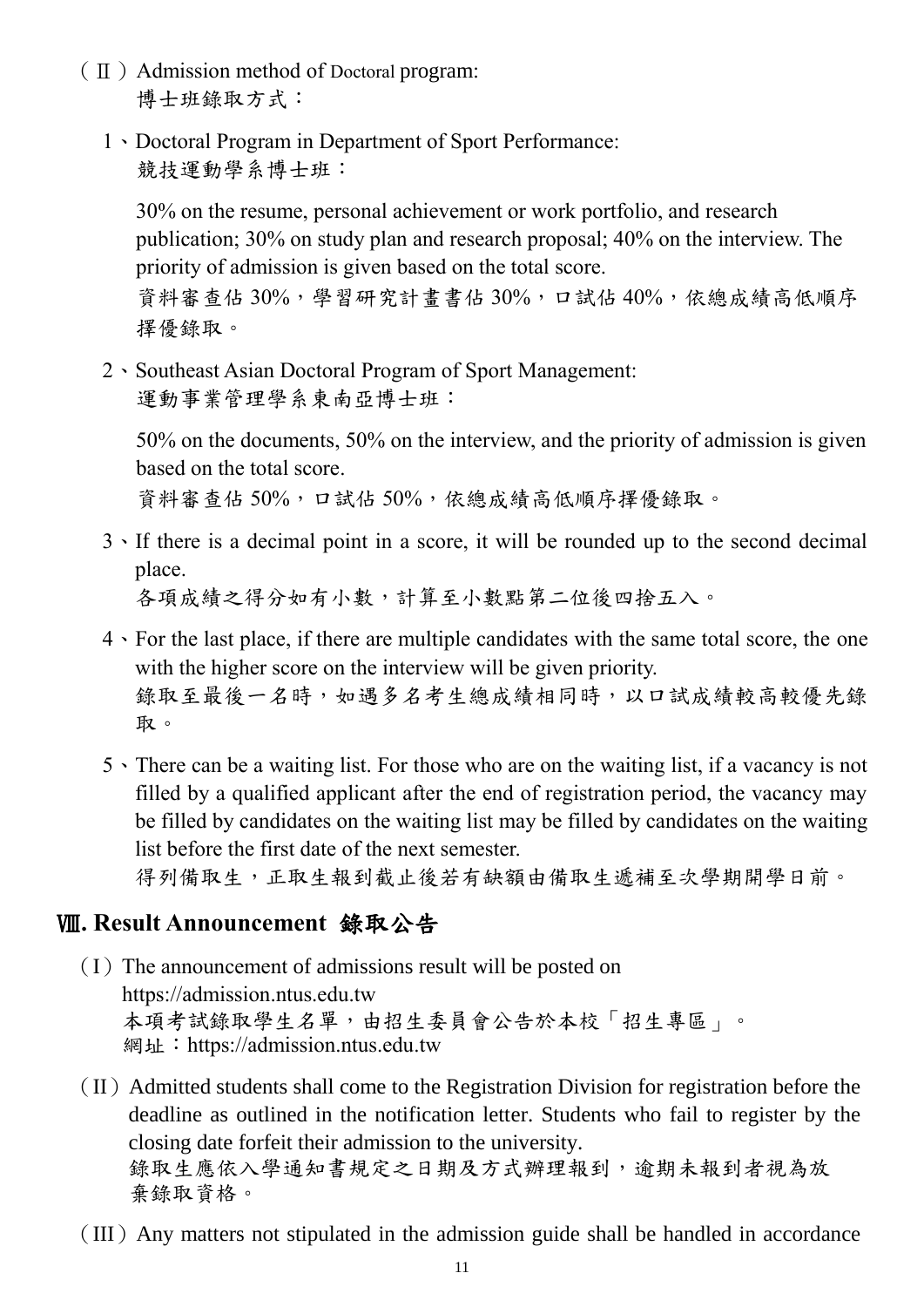（Ⅱ）Admission method of Doctoral program:
博士班錄取方式：

1、Doctoral Program in Department of Sport Performance:
競技運動學系博士班：

30% on the resume, personal achievement or work portfolio, and research publication; 30% on study plan and research proposal; 40% on the interview. The priority of admission is given based on the total score.
資料審查佔 30%，學習研究計畫書佔 30%，口試佔 40%，依總成績高低順序擇優錄取。

2、Southeast Asian Doctoral Program of Sport Management:
運動事業管理學系東南亞博士班：

50% on the documents, 50% on the interview, and the priority of admission is given based on the total score.
資料審查佔 50%，口試佔 50%，依總成績高低順序擇優錄取。

3、If there is a decimal point in a score, it will be rounded up to the second decimal place.
各項成績之得分如有小數，計算至小數點第二位後四捨五入。

4、For the last place, if there are multiple candidates with the same total score, the one with the higher score on the interview will be given priority.
錄取至最後一名時，如遇多名考生總成績相同時，以口試成績較高較優先錄取。

5、There can be a waiting list. For those who are on the waiting list, if a vacancy is not filled by a qualified applicant after the end of registration period, the vacancy may be filled by candidates on the waiting list may be filled by candidates on the waiting list before the first date of the next semester.
得列備取生，正取生報到截止後若有缺額由備取生遞補至次學期開學日前。

## Ⅷ. Result Announcement 錄取公告

（I）The announcement of admissions result will be posted on https://admission.ntus.edu.tw
本項考試錄取學生名單，由招生委員會公告於本校「招生專區」。
網址：https://admission.ntus.edu.tw

（II）Admitted students shall come to the Registration Division for registration before the deadline as outlined in the notification letter. Students who fail to register by the closing date forfeit their admission to the university.
錄取生應依入學通知書規定之日期及方式辦理報到，逾期未報到者視為放棄錄取資格。

（III）Any matters not stipulated in the admission guide shall be handled in accordance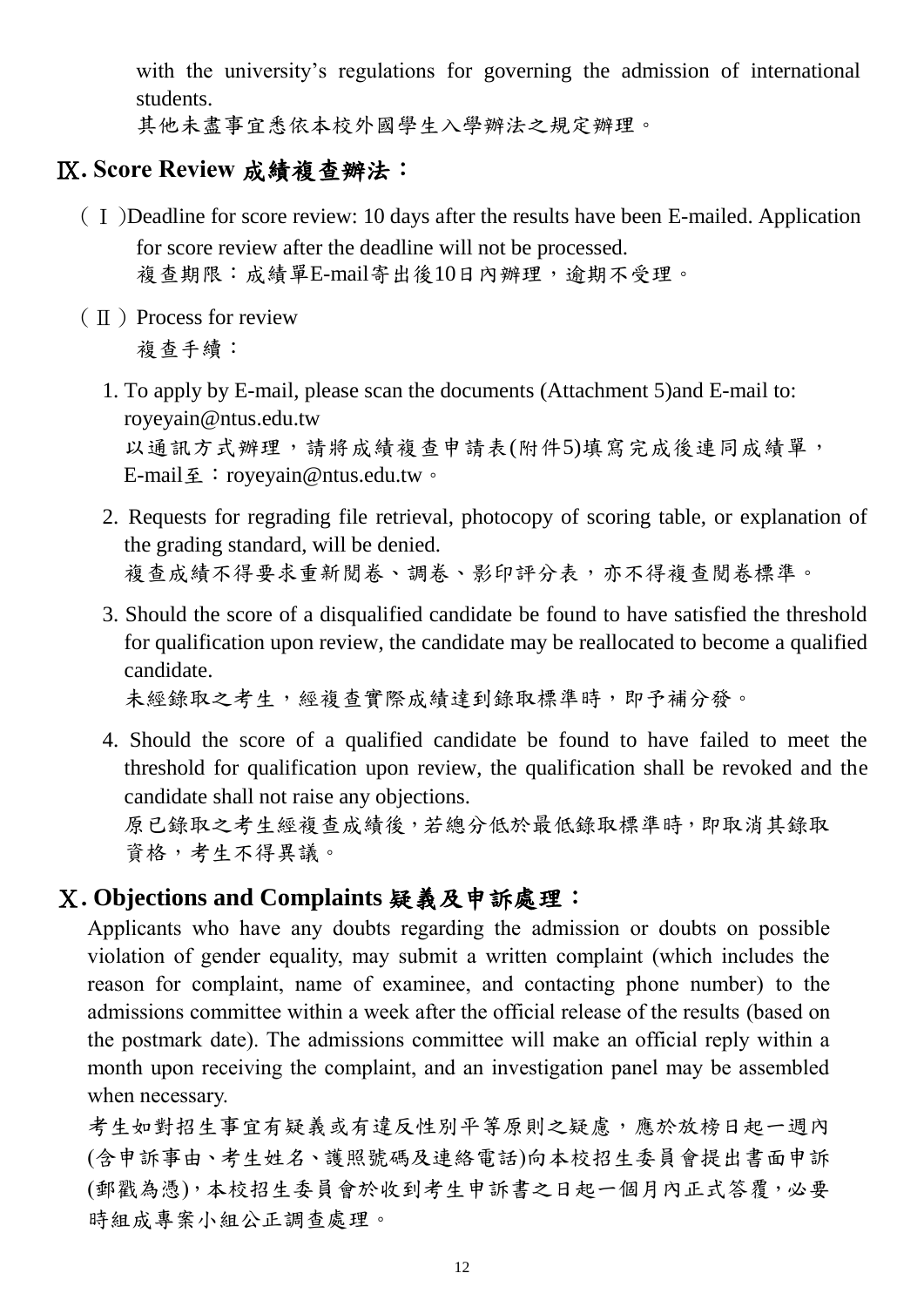with the university's regulations for governing the admission of international students.
其他未盡事宜悉依本校外國學生入學辦法之規定辦理。

## Ⅸ. Score Review 成績複查辦法：

(Ⅰ)Deadline for score review: 10 days after the results have been E-mailed. Application for score review after the deadline will not be processed.
複查期限：成績單E-mail寄出後10日內辦理，逾期不受理。

(Ⅱ) Process for review
複查手續：

1. To apply by E-mail, please scan the documents (Attachment 5)and E-mail to: royeyain@ntus.edu.tw
以通訊方式辦理，請將成績複查申請表(附件5)填寫完成後連同成績單，E-mail至：royeyain@ntus.edu.tw。

2. Requests for regrading file retrieval, photocopy of scoring table, or explanation of the grading standard, will be denied.
複查成績不得要求重新閱卷、調卷、影印評分表，亦不得複查閱卷標準。

3. Should the score of a disqualified candidate be found to have satisfied the threshold for qualification upon review, the candidate may be reallocated to become a qualified candidate.
未經錄取之考生，經複查實際成績達到錄取標準時，即予補分發。

4. Should the score of a qualified candidate be found to have failed to meet the threshold for qualification upon review, the qualification shall be revoked and the candidate shall not raise any objections.
原已錄取之考生經複查成績後，若總分低於最低錄取標準時，即取消其錄取資格，考生不得異議。

## Ⅹ. Objections and Complaints 疑義及申訴處理：

Applicants who have any doubts regarding the admission or doubts on possible violation of gender equality, may submit a written complaint (which includes the reason for complaint, name of examinee, and contacting phone number) to the admissions committee within a week after the official release of the results (based on the postmark date). The admissions committee will make an official reply within a month upon receiving the complaint, and an investigation panel may be assembled when necessary.

考生如對招生事宜有疑義或有違反性別平等原則之疑慮，應於放榜日起一週內(含申訴事由、考生姓名、護照號碼及連絡電話)向本校招生委員會提出書面申訴(郵戳為憑)，本校招生委員會於收到考生申訴書之日起一個月內正式答覆，必要時組成專案小組公正調查處理。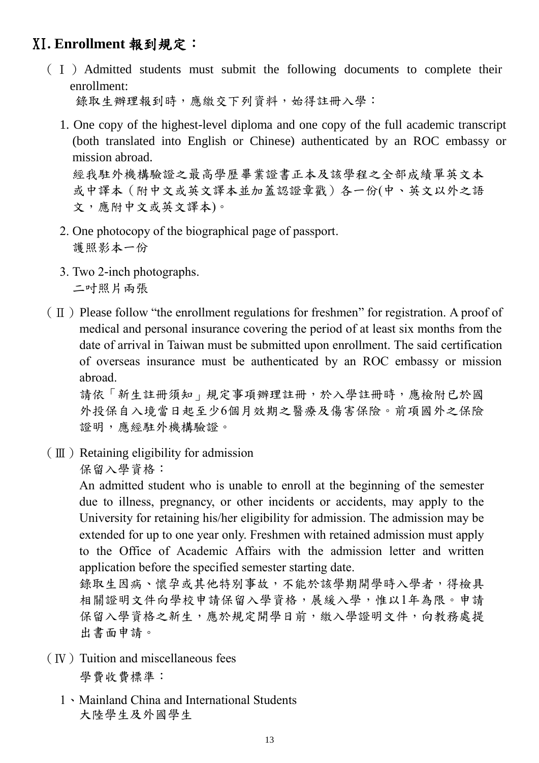## Ⅺ. Enrollment 報到規定：

（Ⅰ）Admitted students must submit the following documents to complete their enrollment:
錄取生辦理報到時，應繳交下列資料，始得註冊入學：

1. One copy of the highest-level diploma and one copy of the full academic transcript (both translated into English or Chinese) authenticated by an ROC embassy or mission abroad.
   經我駐外機構驗證之最高學歷畢業證書正本及該學程之全部成績單英文本或中譯本（附中文或英文譯本並加蓋認證章戳）各一份(中、英文以外之語文，應附中文或英文譯本)。
2. One photocopy of the biographical page of passport.
   護照影本一份
3. Two 2-inch photographs.
   二吋照片兩張

（Ⅱ）Please follow "the enrollment regulations for freshmen" for registration. A proof of medical and personal insurance covering the period of at least six months from the date of arrival in Taiwan must be submitted upon enrollment. The said certification of overseas insurance must be authenticated by an ROC embassy or mission abroad.
請依「新生註冊須知」規定事項辦理註冊，於入學註冊時，應檢附已於國外投保自入境當日起至少6個月效期之醫療及傷害保險。前項國外之保險證明，應經駐外機構驗證。

（Ⅲ）Retaining eligibility for admission
保留入學資格：

An admitted student who is unable to enroll at the beginning of the semester due to illness, pregnancy, or other incidents or accidents, may apply to the University for retaining his/her eligibility for admission. The admission may be extended for up to one year only. Freshmen with retained admission must apply to the Office of Academic Affairs with the admission letter and written application before the specified semester starting date.
錄取生因病、懷孕或其他特別事故，不能於該學期開學時入學者，得檢具相關證明文件向學校申請保留入學資格，展緩入學，惟以1年為限。申請保留入學資格之新生，應於規定開學日前，繳入學證明文件，向教務處提出書面申請。

（Ⅳ）Tuition and miscellaneous fees
學費收費標準：

1、Mainland China and International Students
大陸學生及外國學生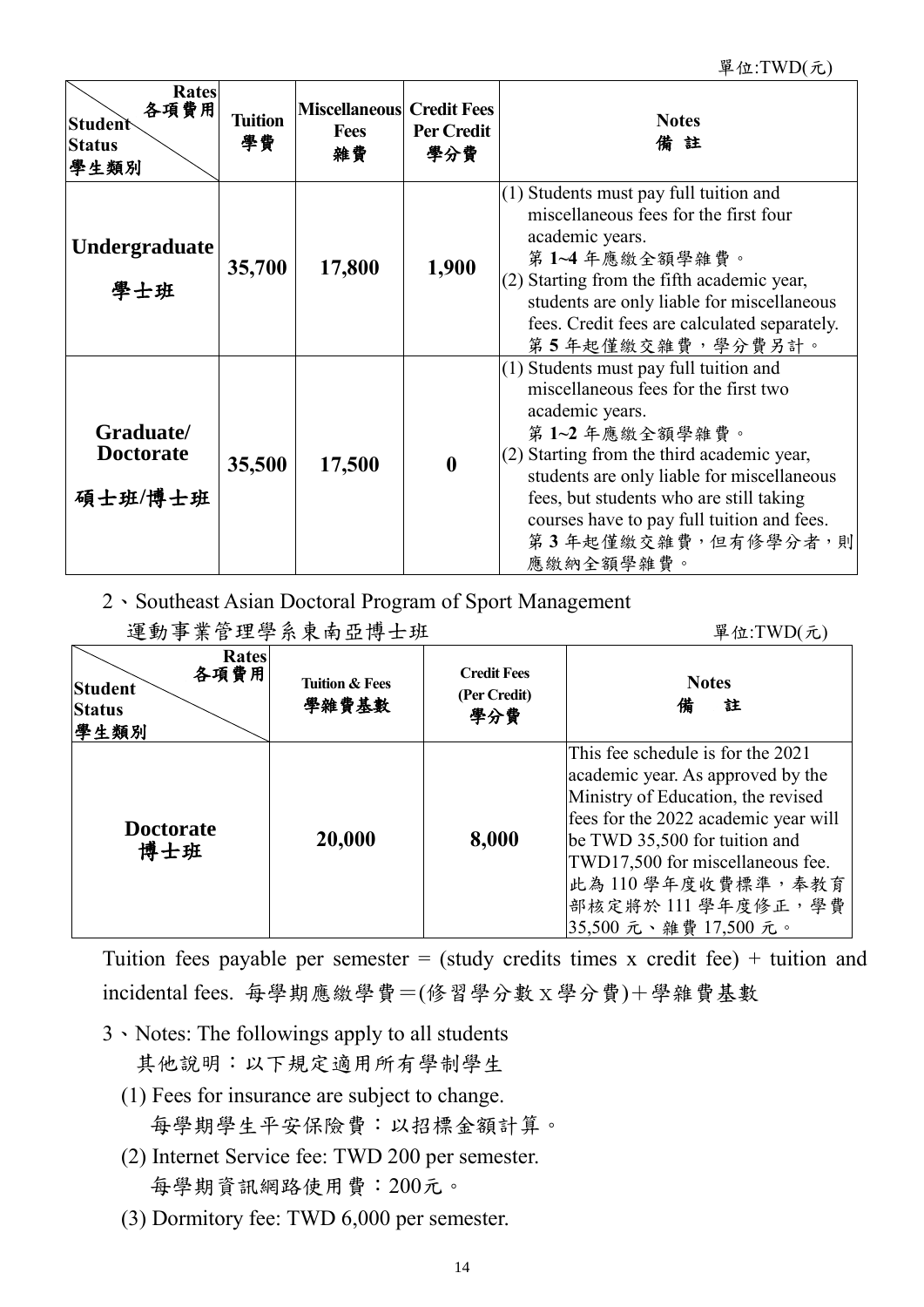單位:TWD(元)

| Rates 各項費用 / Student Status 學生類別 | Tuition 學費 | Miscellaneous Fees 雜費 | Credit Fees Per Credit 學分費 | Notes 備 註 |
|---|---|---|---|---|
| **Undergraduate 學士班** | **35,700** | **17,800** | **1,900** | (1) Students must pay full tuition and miscellaneous fees for the first four academic years. 第 **1~4** 年應繳全額學雜費。 (2) Starting from the fifth academic year, students are only liable for miscellaneous fees. Credit fees are calculated separately. 第 **5** 年起僅繳交雜費，學分費另計。 |
| **Graduate/ Doctorate 碩士班/博士班** | **35,500** | **17,500** | **0** | (1) Students must pay full tuition and miscellaneous fees for the first two academic years. 第 **1~2** 年應繳全額學雜費。 (2) Starting from the third academic year, students are only liable for miscellaneous fees, but students who are still taking courses have to pay full tuition and fees. 第 **3** 年起僅繳交雜費，但有修學分者，則應繳納全額學雜費。 |

2、Southeast Asian Doctoral Program of Sport Management

運動事業管理學系東南亞博士班

單位:TWD(元)

| Rates 各項費用 / Student Status 學生類別 | Tuition & Fees 學雜費基數 | Credit Fees (Per Credit) 學分費 | Notes 備 註 |
|---|---|---|---|
| **Doctorate 博士班** | **20,000** | **8,000** | This fee schedule is for the 2021 academic year. As approved by the Ministry of Education, the revised fees for the 2022 academic year will be TWD 35,500 for tuition and TWD17,500 for miscellaneous fee. 此為 110 學年度收費標準，奉教育部核定將於 111 學年度修正，學費 35,500 元、雜費 17,500 元。 |

Tuition fees payable per semester = (study credits times x credit fee) + tuition and incidental fees. 每學期應繳學費＝(修習學分數 x 學分費)＋學雜費基數

3、Notes: The followings apply to all students

其他說明：以下規定適用所有學制學生

(1) Fees for insurance are subject to change.
每學期學生平安保險費：以招標金額計算。

(2) Internet Service fee: TWD 200 per semester.
每學期資訊網路使用費：200元。

(3) Dormitory fee: TWD 6,000 per semester.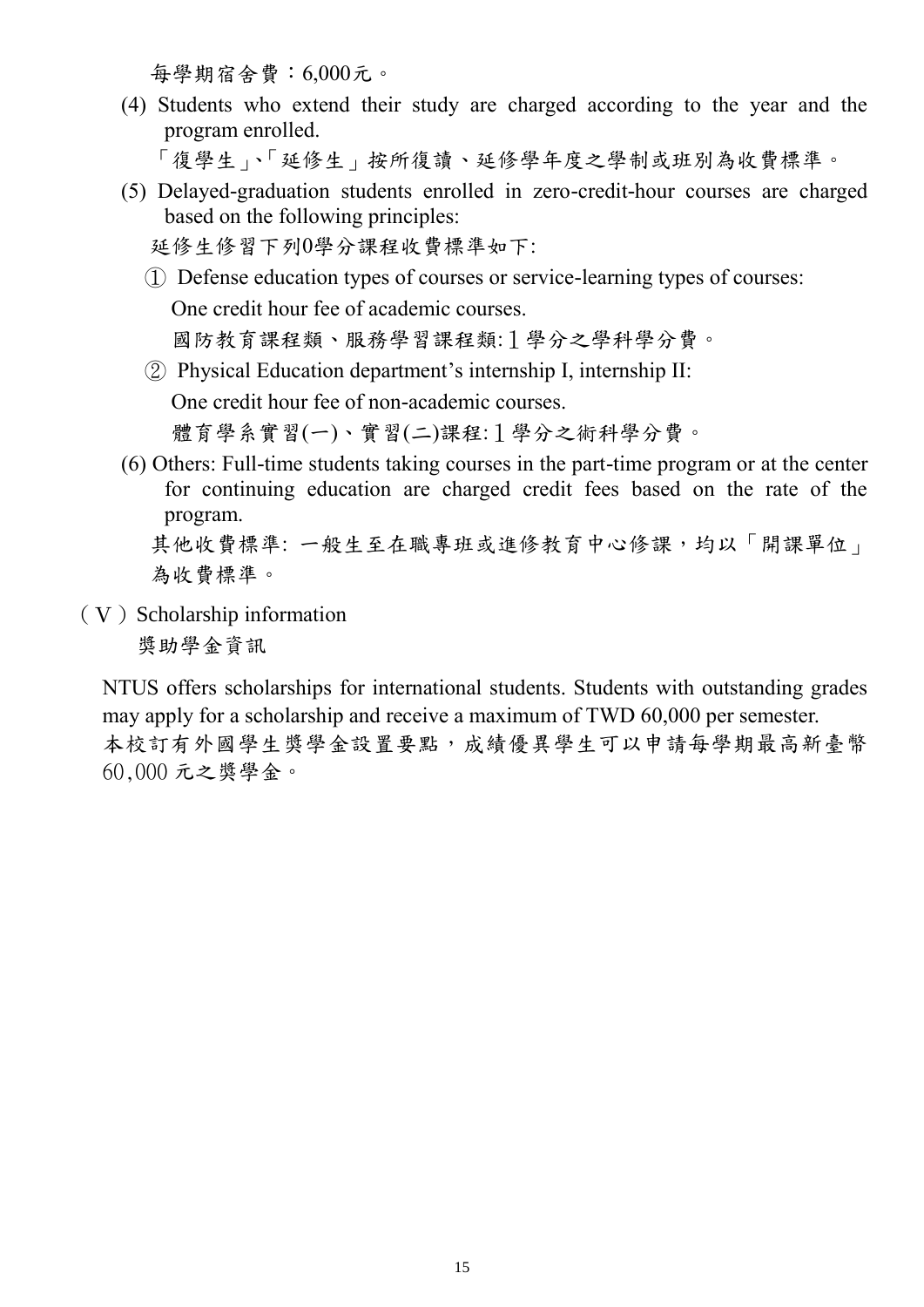每學期宿舍費：6,000元。

(4) Students who extend their study are charged according to the year and the program enrolled.

「復學生」、「延修生」按所復讀、延修學年度之學制或班別為收費標準。

(5) Delayed-graduation students enrolled in zero-credit-hour courses are charged based on the following principles:

延修生修習下列0學分課程收費標準如下:

① Defense education types of courses or service-learning types of courses:

One credit hour fee of academic courses.

國防教育課程類、服務學習課程類:１學分之學科學分費。

② Physical Education department's internship I, internship II:

One credit hour fee of non-academic courses.

體育學系實習(一)、實習(二)課程:１學分之術科學分費。

(6) Others: Full-time students taking courses in the part-time program or at the center for continuing education are charged credit fees based on the rate of the program.

其他收費標準: 一般生至在職專班或進修教育中心修課，均以「開課單位」為收費標準。

## （Ⅴ）Scholarship information

## 獎助學金資訊

NTUS offers scholarships for international students. Students with outstanding grades may apply for a scholarship and receive a maximum of TWD 60,000 per semester.

本校訂有外國學生獎學金設置要點，成績優異學生可以申請每學期最高新臺幣60,000 元之獎學金。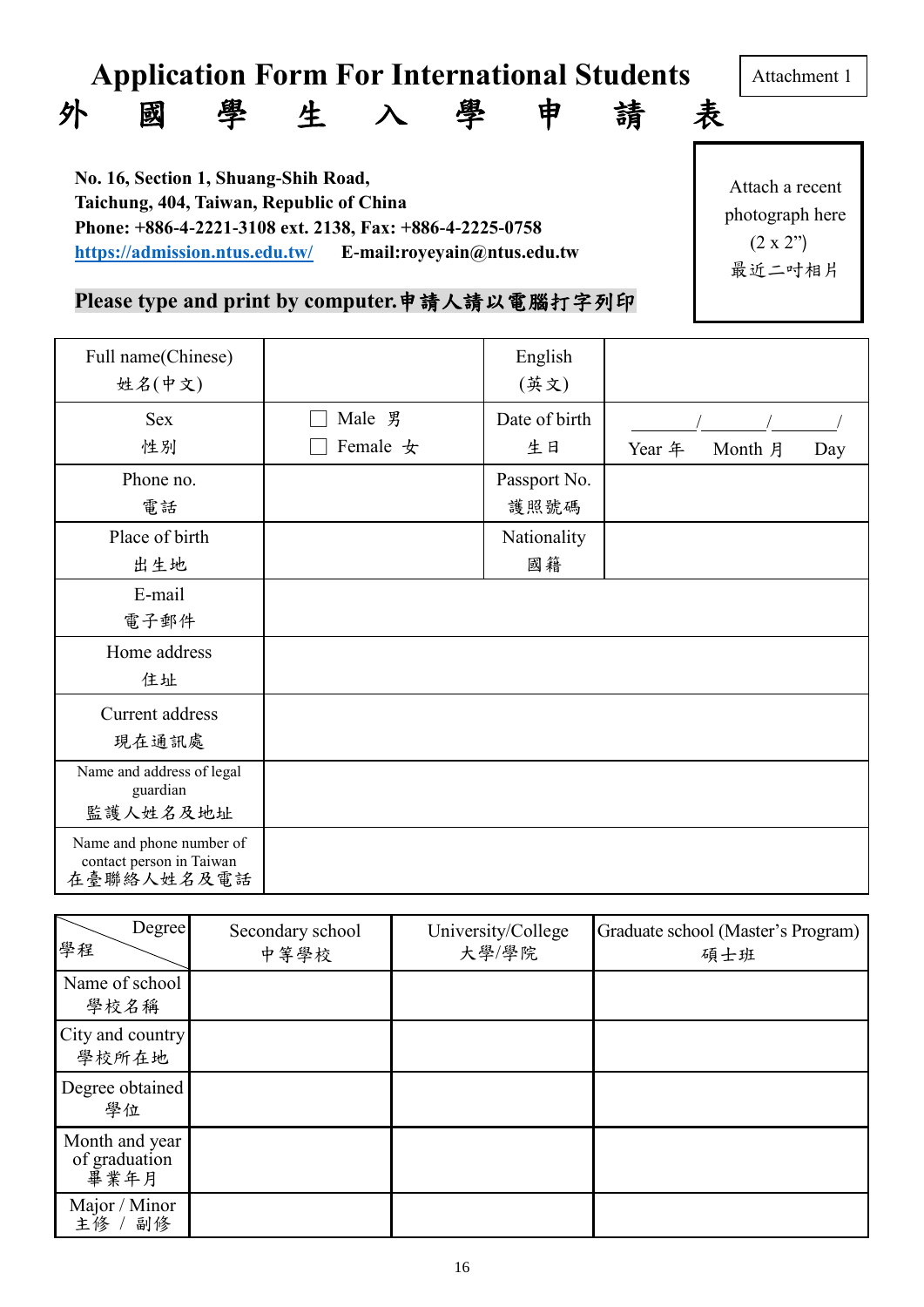Attachment 1

# Application Form For International Students
# 外　國　學　生　入　學　申　請　表

**No. 16, Section 1, Shuang-Shih Road,**
**Taichung, 404, Taiwan, Republic of China**
**Phone: +886-4-2221-3108 ext. 2138, Fax: +886-4-2225-0758**
**https://admission.ntus.edu.tw/**　**E-mail:royeyain@ntus.edu.tw**

Attach a recent photograph here (2 x 2")
最近二吋相片

**Please type and print by computer.申請人請以電腦打字列印**

| Full name(Chinese) 姓名(中文) | | English (英文) | |
|---|---|---|---|
| Sex 性別 | ☐ Male 男 ☐ Female 女 | Date of birth 生日 | ____/____/____/ Year 年 Month 月 Day |
| Phone no. 電話 | | Passport No. 護照號碼 | |
| Place of birth 出生地 | | Nationality 國籍 | |
| E-mail 電子郵件 | | | |
| Home address 住址 | | | |
| Current address 現在通訊處 | | | |
| Name and address of legal guardian 監護人姓名及地址 | | | |
| Name and phone number of contact person in Taiwan 在臺聯絡人姓名及電話 | | | |

| Degree / 學程 | Secondary school 中等學校 | University/College 大學/學院 | Graduate school (Master's Program) 碩士班 |
|---|---|---|---|
| Name of school 學校名稱 | | | |
| City and country 學校所在地 | | | |
| Degree obtained 學位 | | | |
| Month and year of graduation 畢業年月 | | | |
| Major / Minor 主修 / 副修 | | | |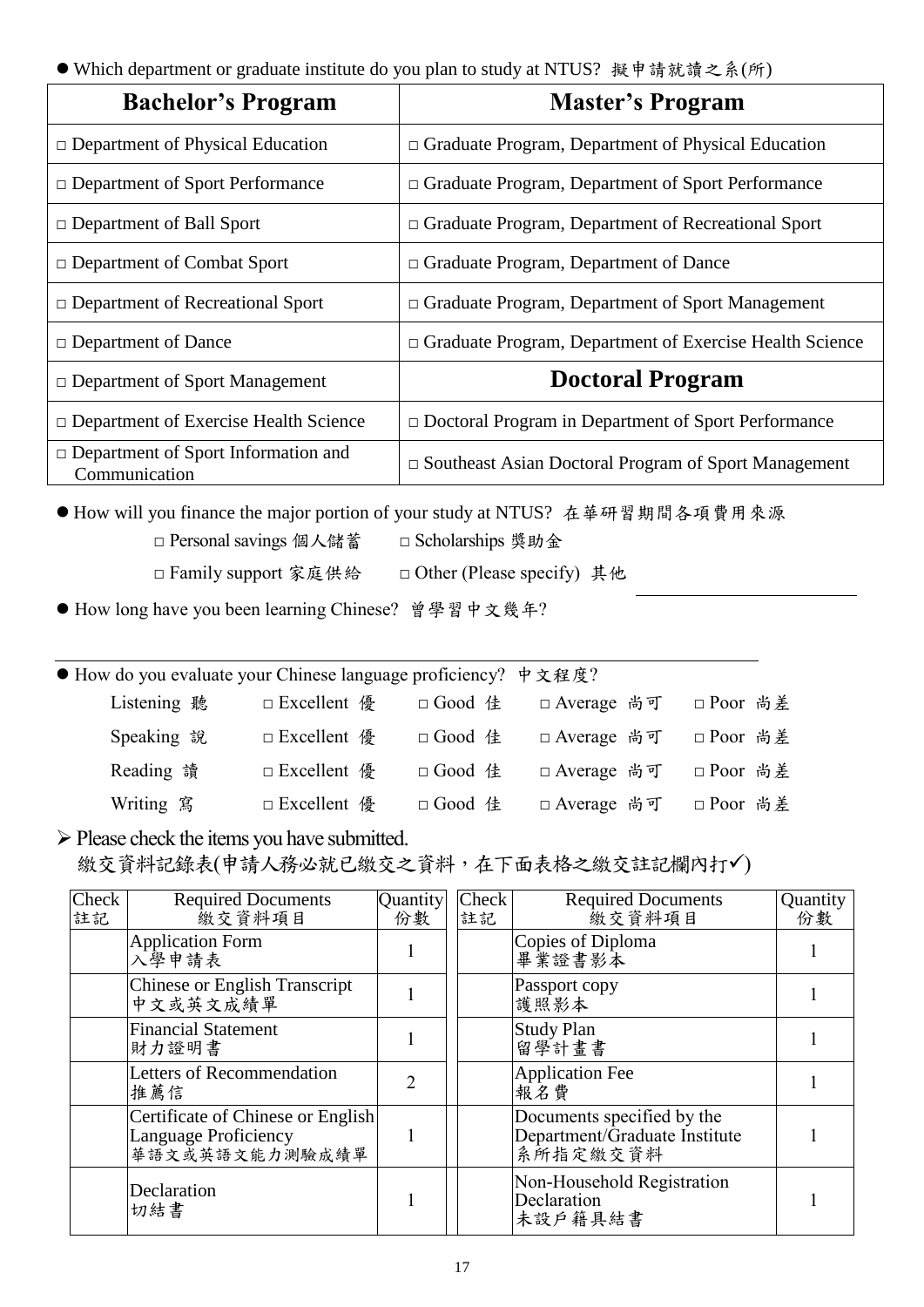- Which department or graduate institute do you plan to study at NTUS? 擬申請就讀之系(所)

| **Bachelor's Program** | **Master's Program** |
|---|---|
| □ Department of Physical Education | □ Graduate Program, Department of Physical Education |
| □ Department of Sport Performance | □ Graduate Program, Department of Sport Performance |
| □ Department of Ball Sport | □ Graduate Program, Department of Recreational Sport |
| □ Department of Combat Sport | □ Graduate Program, Department of Dance |
| □ Department of Recreational Sport | □ Graduate Program, Department of Sport Management |
| □ Department of Dance | □ Graduate Program, Department of Exercise Health Science |
| □ Department of Sport Management | **Doctoral Program** |
| □ Department of Exercise Health Science | □ Doctoral Program in Department of Sport Performance |
| □ Department of Sport Information and Communication | □ Southeast Asian Doctoral Program of Sport Management |

- How will you finance the major portion of your study at NTUS? 在華研習期間各項費用來源

  □ Personal savings 個人儲蓄 □ Scholarships 獎助金

  □ Family support 家庭供給 □ Other (Please specify) 其他 ______________

- How long have you been learning Chinese? 曾學習中文幾年?

______________________________________________

- How do you evaluate your Chinese language proficiency? 中文程度?

| | | | | |
|---|---|---|---|---|
| Listening 聽 | □ Excellent 優 | □ Good 佳 | □ Average 尚可 | □ Poor 尚差 |
| Speaking 說 | □ Excellent 優 | □ Good 佳 | □ Average 尚可 | □ Poor 尚差 |
| Reading 讀 | □ Excellent 優 | □ Good 佳 | □ Average 尚可 | □ Poor 尚差 |
| Writing 寫 | □ Excellent 優 | □ Good 佳 | □ Average 尚可 | □ Poor 尚差 |

➢ Please check the items you have submitted.
繳交資料記錄表(申請人務必就已繳交之資料，在下面表格之繳交註記欄內打✓)

| Check 註記 | Required Documents 繳交資料項目 | Quantity 份數 | Check 註記 | Required Documents 繳交資料項目 | Quantity 份數 |
|---|---|---|---|---|---|
| | Application Form 入學申請表 | 1 | | Copies of Diploma 畢業證書影本 | 1 |
| | Chinese or English Transcript 中文或英文成績單 | 1 | | Passport copy 護照影本 | 1 |
| | Financial Statement 財力證明書 | 1 | | Study Plan 留學計畫書 | 1 |
| | Letters of Recommendation 推薦信 | 2 | | Application Fee 報名費 | 1 |
| | Certificate of Chinese or English Language Proficiency 華語文或英語文能力測驗成績單 | 1 | | Documents specified by the Department/Graduate Institute 系所指定繳交資料 | 1 |
| | Declaration 切結書 | 1 | | Non-Household Registration Declaration 未設戶籍具結書 | 1 |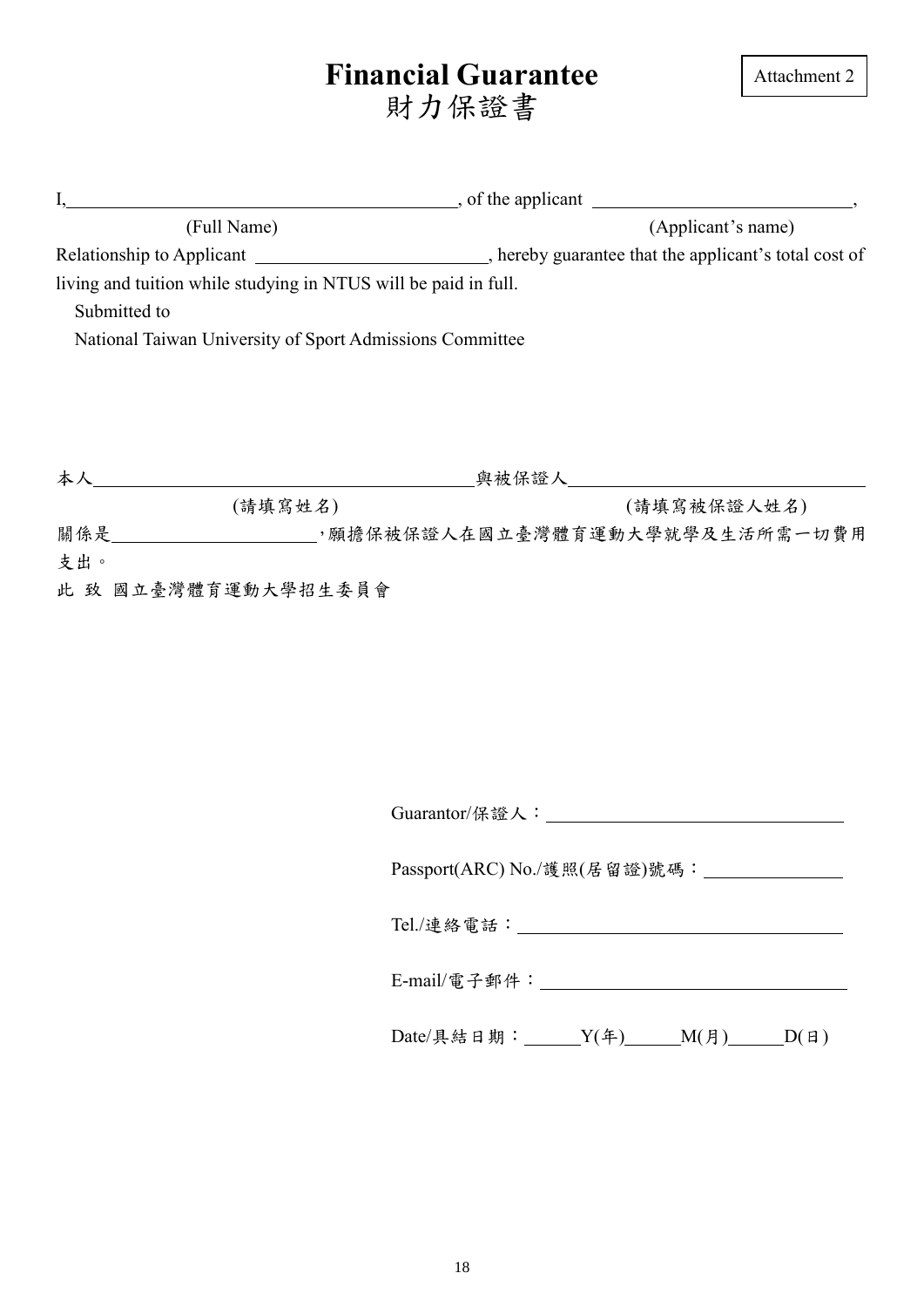Attachment 2

# Financial Guarantee
# 財力保證書

I,\_\_\_\_\_\_\_\_\_\_\_\_\_\_\_\_\_\_\_\_\_\_\_\_\_\_\_\_\_\_\_\_\_\_\_\_\_\_\_\_\_\_, of the applicant \_\_\_\_\_\_\_\_\_\_\_\_\_\_\_\_\_\_\_\_\_\_\_\_\_\_\_\_,
(Full Name) (Applicant's name)
Relationship to Applicant \_\_\_\_\_\_\_\_\_\_\_\_\_\_\_\_\_\_\_\_\_\_\_\_\_\_, hereby guarantee that the applicant's total cost of living and tuition while studying in NTUS will be paid in full.

Submitted to
National Taiwan University of Sport Admissions Committee

本人\_\_\_\_\_\_\_\_\_\_\_\_\_\_\_\_\_\_\_\_\_\_\_\_\_\_\_\_\_\_\_\_\_\_\_\_\_\_\_\_\_\_與被保證人\_\_\_\_\_\_\_\_\_\_\_\_\_\_\_\_\_\_\_\_\_\_\_\_\_\_\_\_\_\_\_\_\_
(請填寫姓名) (請填寫被保證人姓名)
關係是\_\_\_\_\_\_\_\_\_\_\_\_\_\_\_\_\_\_\_\_\_\_\_\_,願擔保被保證人在國立臺灣體育運動大學就學及生活所需一切費用支出。

此 致 國立臺灣體育運動大學招生委員會

Guarantor/保證人：\_\_\_\_\_\_\_\_\_\_\_\_\_\_\_\_\_\_\_\_\_\_\_\_\_\_\_\_\_\_\_\_\_\_

Passport(ARC) No./護照(居留證)號碼：\_\_\_\_\_\_\_\_\_\_\_\_\_\_\_\_

Tel./連絡電話：\_\_\_\_\_\_\_\_\_\_\_\_\_\_\_\_\_\_\_\_\_\_\_\_\_\_\_\_\_\_\_\_\_\_\_\_\_\_

E-mail/電子郵件：\_\_\_\_\_\_\_\_\_\_\_\_\_\_\_\_\_\_\_\_\_\_\_\_\_\_\_\_\_\_\_\_\_\_\_\_

Date/具結日期：\_\_\_\_\_\_Y(年)\_\_\_\_\_\_M(月)\_\_\_\_\_\_D(日)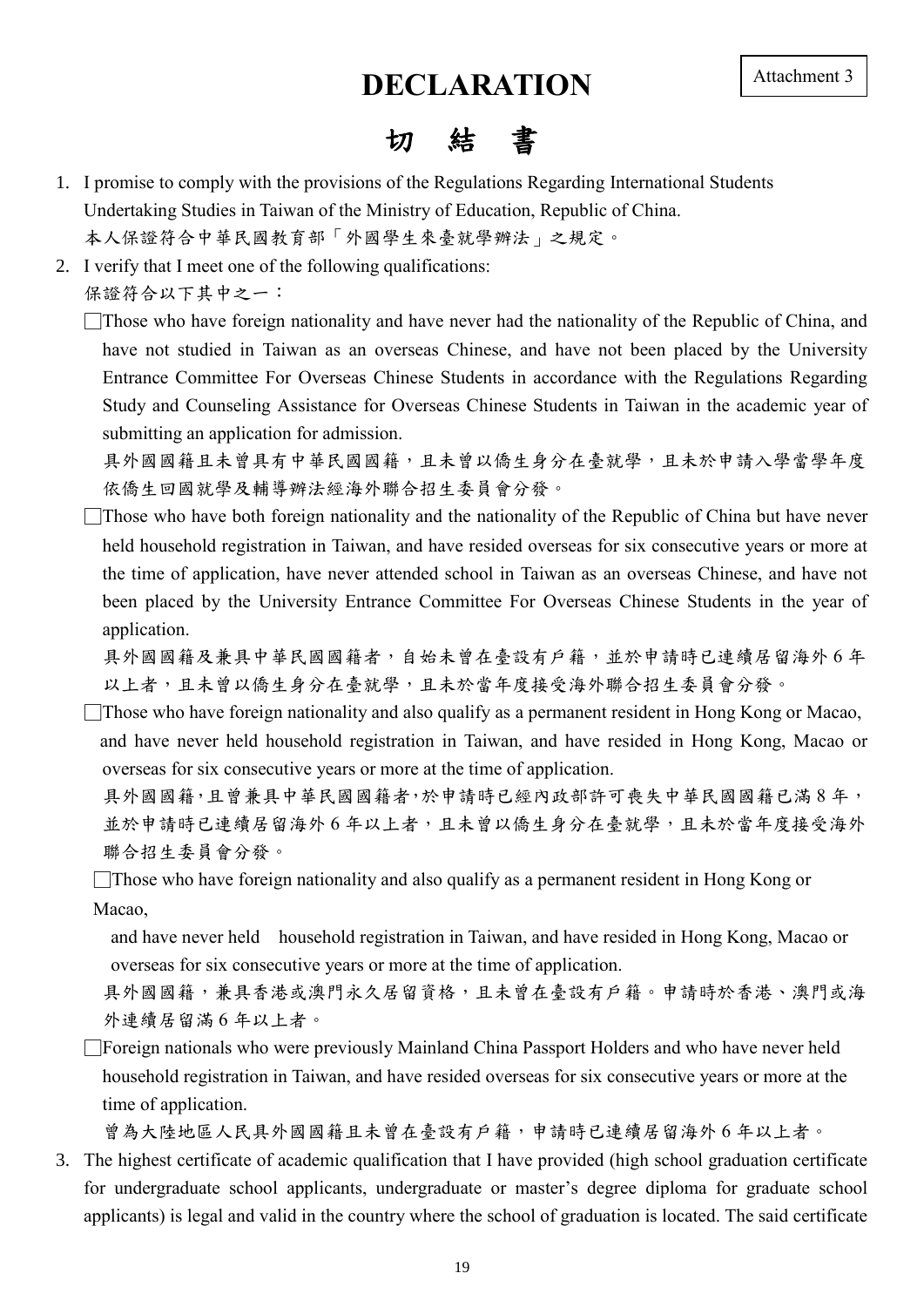Attachment 3

# DECLARATION

# 切 結 書

1. I promise to comply with the provisions of the Regulations Regarding International Students Undertaking Studies in Taiwan of the Ministry of Education, Republic of China.
   本人保證符合中華民國教育部「外國學生來臺就學辦法」之規定。
2. I verify that I meet one of the following qualifications:
   保證符合以下其中之一：
   - □Those who have foreign nationality and have never had the nationality of the Republic of China, and have not studied in Taiwan as an overseas Chinese, and have not been placed by the University Entrance Committee For Overseas Chinese Students in accordance with the Regulations Regarding Study and Counseling Assistance for Overseas Chinese Students in Taiwan in the academic year of submitting an application for admission.
     具外國國籍且未曾具有中華民國國籍，且未曾以僑生身分在臺就學，且未於申請入學當學年度依僑生回國就學及輔導辦法經海外聯合招生委員會分發。
   - □Those who have both foreign nationality and the nationality of the Republic of China but have never held household registration in Taiwan, and have resided overseas for six consecutive years or more at the time of application, have never attended school in Taiwan as an overseas Chinese, and have not been placed by the University Entrance Committee For Overseas Chinese Students in the year of application.
     具外國國籍及兼具中華民國國籍者，自始未曾在臺設有戶籍，並於申請時已連續居留海外 6 年以上者，且未曾以僑生身分在臺就學，且未於當年度接受海外聯合招生委員會分發。
   - □Those who have foreign nationality and also qualify as a permanent resident in Hong Kong or Macao, and have never held household registration in Taiwan, and have resided in Hong Kong, Macao or overseas for six consecutive years or more at the time of application.
     具外國國籍，且曾兼具中華民國國籍者，於申請時已經內政部許可喪失中華民國國籍已滿 8 年，並於申請時已連續居留海外 6 年以上者，且未曾以僑生身分在臺就學，且未於當年度接受海外聯合招生委員會分發。
   - □Those who have foreign nationality and also qualify as a permanent resident in Hong Kong or Macao, and have never held household registration in Taiwan, and have resided in Hong Kong, Macao or overseas for six consecutive years or more at the time of application.
     具外國國籍，兼具香港或澳門永久居留資格，且未曾在臺設有戶籍。申請時於香港、澳門或海外連續居留滿 6 年以上者。
   - □Foreign nationals who were previously Mainland China Passport Holders and who have never held household registration in Taiwan, and have resided overseas for six consecutive years or more at the time of application.
     曾為大陸地區人民具外國國籍且未曾在臺設有戶籍，申請時已連續居留海外 6 年以上者。
3. The highest certificate of academic qualification that I have provided (high school graduation certificate for undergraduate school applicants, undergraduate or master's degree diploma for graduate school applicants) is legal and valid in the country where the school of graduation is located. The said certificate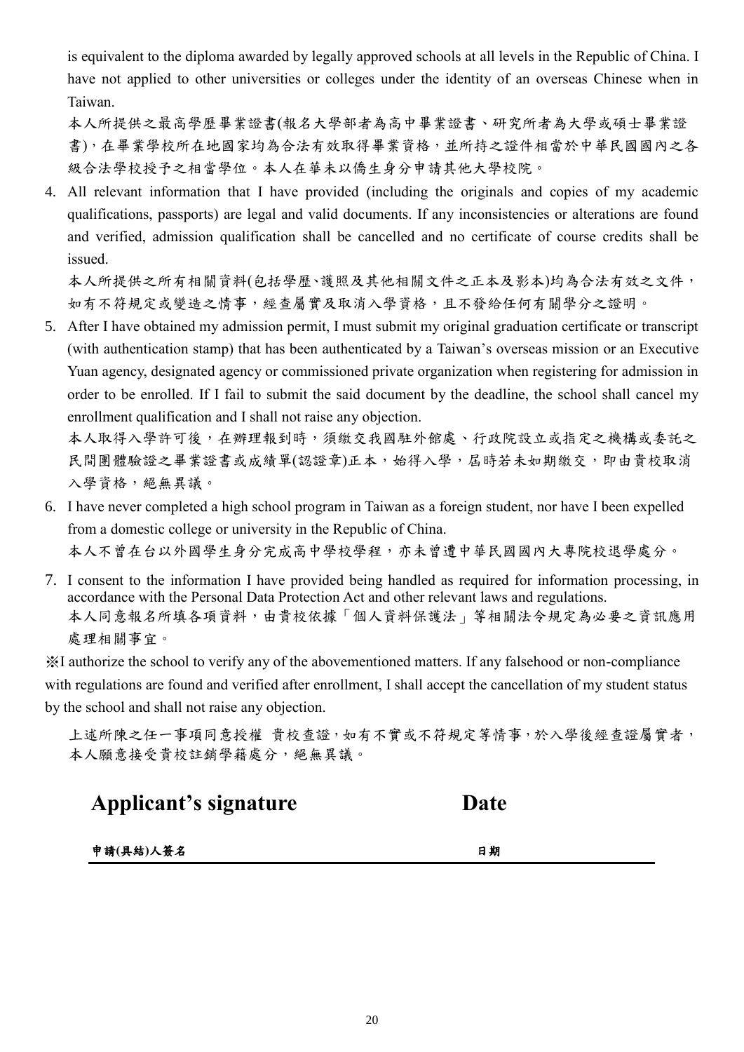is equivalent to the diploma awarded by legally approved schools at all levels in the Republic of China. I have not applied to other universities or colleges under the identity of an overseas Chinese when in Taiwan.

本人所提供之最高學歷畢業證書(報名大學部者為高中畢業證書、研究所者為大學或碩士畢業證書)，在畢業學校所在地國家均為合法有效取得畢業資格，並所持之證件相當於中華民國國內之各級合法學校授予之相當學位。本人在華未以僑生身分申請其他大學校院。

4. All relevant information that I have provided (including the originals and copies of my academic qualifications, passports) are legal and valid documents. If any inconsistencies or alterations are found and verified, admission qualification shall be cancelled and no certificate of course credits shall be issued.

   本人所提供之所有相關資料(包括學歷、護照及其他相關文件之正本及影本)均為合法有效之文件，如有不符規定或變造之情事，經查屬實及取消入學資格，且不發給任何有關學分之證明。

5. After I have obtained my admission permit, I must submit my original graduation certificate or transcript (with authentication stamp) that has been authenticated by a Taiwan's overseas mission or an Executive Yuan agency, designated agency or commissioned private organization when registering for admission in order to be enrolled. If I fail to submit the said document by the deadline, the school shall cancel my enrollment qualification and I shall not raise any objection.

   本人取得入學許可後，在辦理報到時，須繳交我國駐外館處、行政院設立或指定之機構或委託之民間團體驗證之畢業證書或成績單(認證章)正本，始得入學，屆時若未如期繳交，即由貴校取消入學資格，絕無異議。

6. I have never completed a high school program in Taiwan as a foreign student, nor have I been expelled from a domestic college or university in the Republic of China.

   本人不曾在台以外國學生身分完成高中學校學程，亦未曾遭中華民國國內大專院校退學處分。

7. I consent to the information I have provided being handled as required for information processing, in accordance with the Personal Data Protection Act and other relevant laws and regulations.

   本人同意報名所填各項資料，由貴校依據「個人資料保護法」等相關法令規定為必要之資訊應用處理相關事宜。

※I authorize the school to verify any of the abovementioned matters. If any falsehood or non-compliance with regulations are found and verified after enrollment, I shall accept the cancellation of my student status by the school and shall not raise any objection.

上述所陳之任一事項同意授權 貴校查證，如有不實或不符規定等情事，於入學後經查證屬實者，本人願意接受貴校註銷學籍處分，絕無異議。

**Applicant's signature** **Date**

**申請(具結)人簽名** **日期**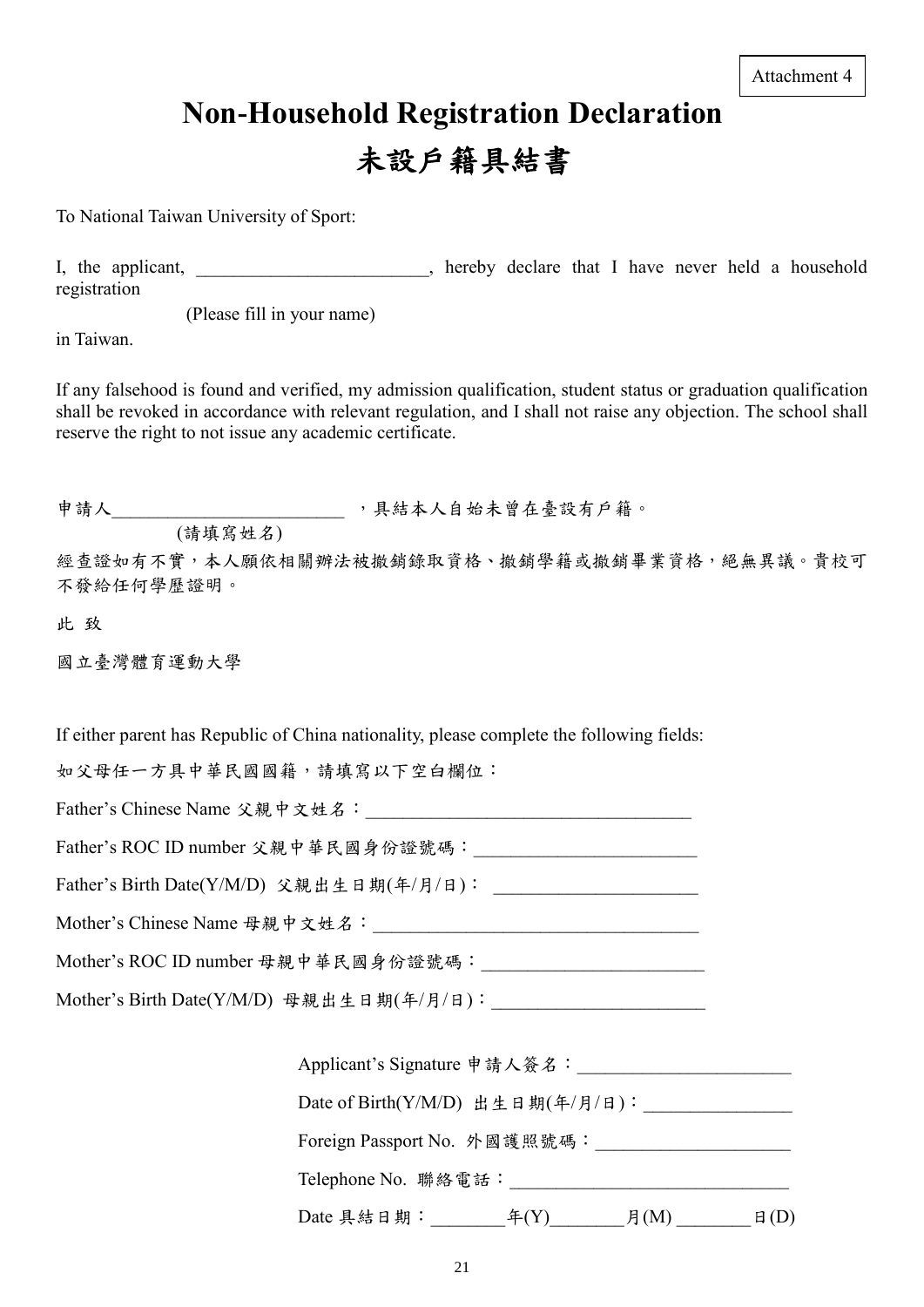Attachment 4

# Non-Household Registration Declaration

# 未設戶籍具結書

To National Taiwan University of Sport:

I, the applicant, ________________________, hereby declare that I have never held a household registration

(Please fill in your name)

in Taiwan.

If any falsehood is found and verified, my admission qualification, student status or graduation qualification shall be revoked in accordance with relevant regulation, and I shall not raise any objection. The school shall reserve the right to not issue any academic certificate.

申請人________________________ ，具結本人自始未曾在臺設有戶籍。

(請填寫姓名)

經查證如有不實，本人願依相關辦法被撤銷錄取資格、撤銷學籍或撤銷畢業資格，絕無異議。貴校可不發給任何學歷證明。

此 致

國立臺灣體育運動大學

If either parent has Republic of China nationality, please complete the following fields:

如父母任一方具中華民國國籍，請填寫以下空白欄位：

Father's Chinese Name 父親中文姓名：__________________________________

Father's ROC ID number 父親中華民國身份證號碼：________________________

Father's Birth Date(Y/M/D) 父親出生日期(年/月/日)： ______________________

Mother's Chinese Name 母親中文姓名：__________________________________

Mother's ROC ID number 母親中華民國身份證號碼：________________________

Mother's Birth Date(Y/M/D) 母親出生日期(年/月/日)：______________________

Applicant's Signature 申請人簽名：______________________

Date of Birth(Y/M/D) 出生日期(年/月/日)：________________

Foreign Passport No. 外國護照號碼：____________________

Telephone No. 聯絡電話：_____________________________

Date 具結日期：________年(Y)________月(M) ________日(D)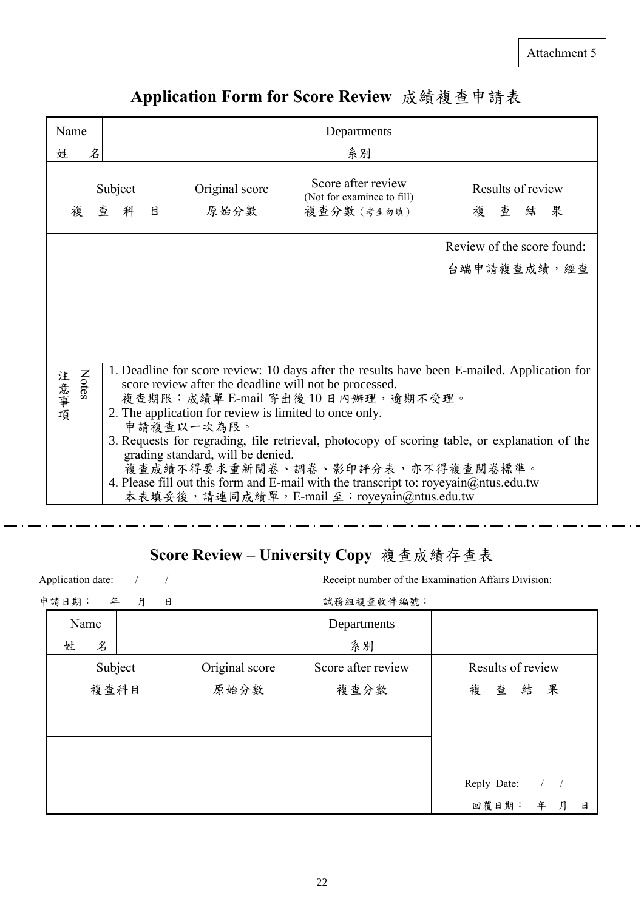Attachment 5

# Application Form for Score Review 成績複查申請表

| Name 姓　名 | | | Departments 系別 | |
|---|---|---|---|---|
| Subject 複 查 科 目 | | Original score 原始分數 | Score after review (Not for examinee to fill) 複查分數（考生勿填） | Results of review 複 查 結 果 |
| | | | | Review of the score found: 台端申請複查成績，經查 |
| | | | | |
| | | | | |
| | | | | |
| 注意事項 Notes | 1. Deadline for score review: 10 days after the results have been E-mailed. Application for score review after the deadline will not be processed. 複查期限：成績單 E-mail 寄出後 10 日內辦理，逾期不受理。<br>2. The application for review is limited to once only. 申請複查以一次為限。<br>3. Requests for regrading, file retrieval, photocopy of scoring table, or explanation of the grading standard, will be denied. 複查成績不得要求重新閱卷、調卷、影印評分表，亦不得複查閱卷標準。<br>4. Please fill out this form and E-mail with the transcript to: royeyain@ntus.edu.tw 本表填妥後，請連同成績單，E-mail 至：royeyain@ntus.edu.tw | | | |

---

# Score Review – University Copy 複查成績存查表

Application date: 　/ 　/ 　　　　　　Receipt number of the Examination Affairs Division:

申請日期： 　年 　月 　日 　　　　　　試務組複查收件編號：

| Name 姓　名 | | | Departments 系別 | |
|---|---|---|---|---|
| Subject 複查科目 | | Original score 原始分數 | Score after review 複查分數 | Results of review 複 查 結 果 |
| | | | | |
| | | | | |
| | | | | Reply Date: 　/ 　/ 回覆日期： 年 月 日 |